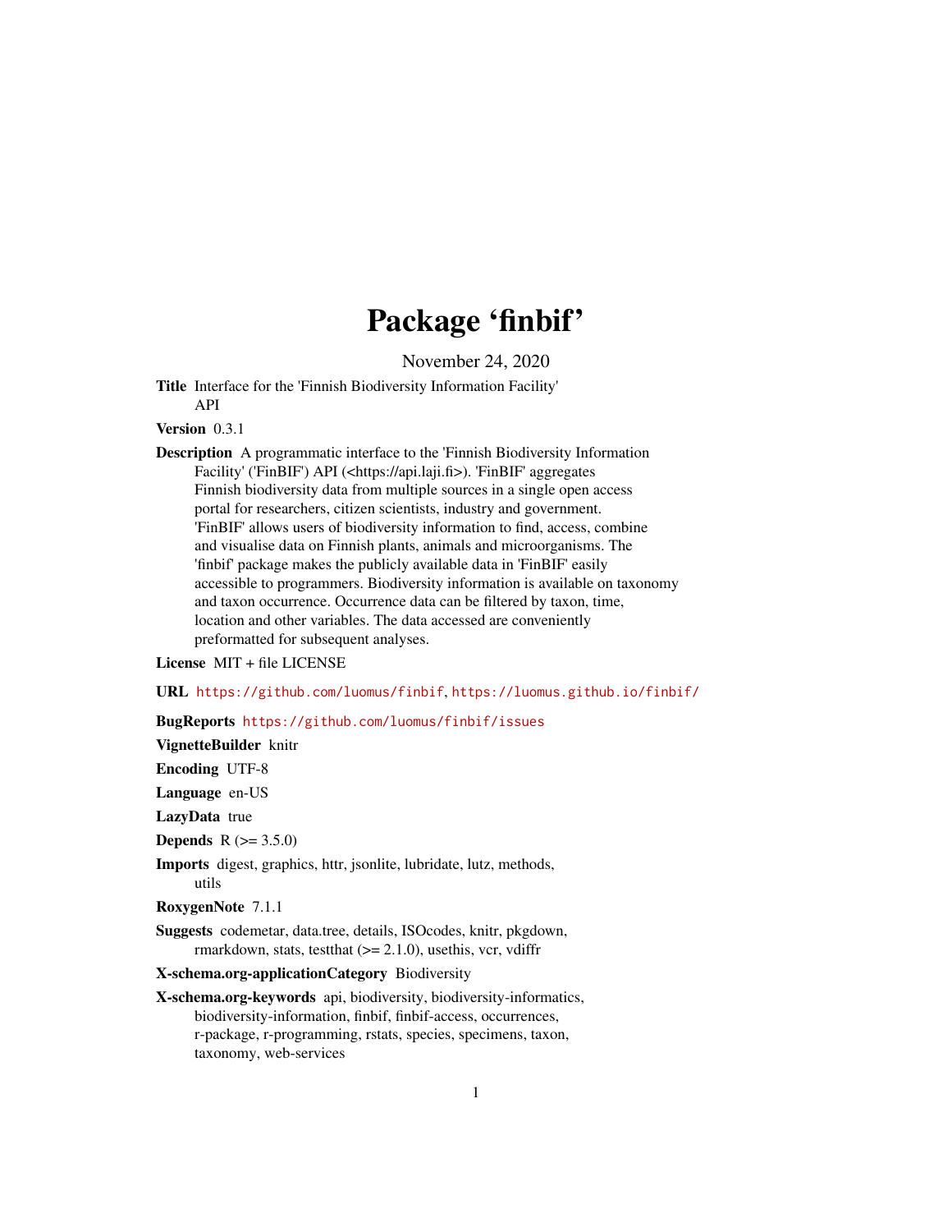# Package 'finbif'

November 24, 2020

**Title** Interface for the 'Finnish Biodiversity Information Facility' API

**Version** 0.3.1

**Description** A programmatic interface to the 'Finnish Biodiversity Information Facility' ('FinBIF') API (<https://api.laji.fi>). 'FinBIF' aggregates Finnish biodiversity data from multiple sources in a single open access portal for researchers, citizen scientists, industry and government. 'FinBIF' allows users of biodiversity information to find, access, combine and visualise data on Finnish plants, animals and microorganisms. The 'finbif' package makes the publicly available data in 'FinBIF' easily accessible to programmers. Biodiversity information is available on taxonomy and taxon occurrence. Occurrence data can be filtered by taxon, time, location and other variables. The data accessed are conveniently preformatted for subsequent analyses.

**License** MIT + file LICENSE

**URL** https://github.com/luomus/finbif, https://luomus.github.io/finbif/

**BugReports** https://github.com/luomus/finbif/issues

**VignetteBuilder** knitr

**Encoding** UTF-8

**Language** en-US

**LazyData** true

**Depends** R (>= 3.5.0)

**Imports** digest, graphics, httr, jsonlite, lubridate, lutz, methods, utils

**RoxygenNote** 7.1.1

**Suggests** codemetar, data.tree, details, ISOcodes, knitr, pkgdown, rmarkdown, stats, testthat (>= 2.1.0), usethis, vcr, vdiffr

**X-schema.org-applicationCategory** Biodiversity

**X-schema.org-keywords** api, biodiversity, biodiversity-informatics, biodiversity-information, finbif, finbif-access, occurrences, r-package, r-programming, rstats, species, specimens, taxon, taxonomy, web-services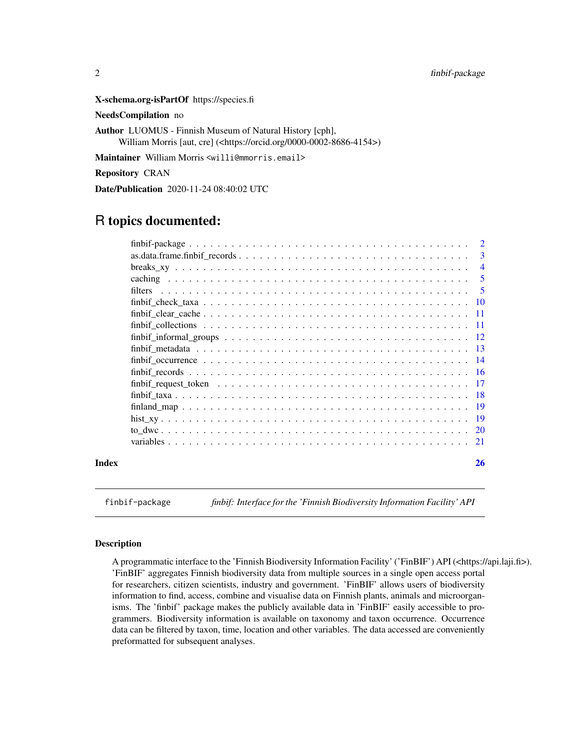**X-schema.org-isPartOf** https://species.fi

**NeedsCompilation** no

**Author** LUOMUS - Finnish Museum of Natural History [cph],
William Morris [aut, cre] (<https://orcid.org/0000-0002-8686-4154>)

**Maintainer** William Morris <willi@mmorris.email>

**Repository** CRAN

**Date/Publication** 2020-11-24 08:40:02 UTC

# R topics documented:

| | |
|---|---|
| finbif-package | 2 |
| as.data.frame.finbif_records | 3 |
| breaks_xy | 4 |
| caching | 5 |
| filters | 5 |
| finbif_check_taxa | 10 |
| finbif_clear_cache | 11 |
| finbif_collections | 11 |
| finbif_informal_groups | 12 |
| finbif_metadata | 13 |
| finbif_occurrence | 14 |
| finbif_records | 16 |
| finbif_request_token | 17 |
| finbif_taxa | 18 |
| finland_map | 19 |
| hist_xy | 19 |
| to_dwc | 20 |
| variables | 21 |
| **Index** | **26** |

---

`finbif-package` *finbif: Interface for the 'Finnish Biodiversity Information Facility' API*

---

### Description

A programmatic interface to the 'Finnish Biodiversity Information Facility' ('FinBIF') API (<https://api.laji.fi>). 'FinBIF' aggregates Finnish biodiversity data from multiple sources in a single open access portal for researchers, citizen scientists, industry and government. 'FinBIF' allows users of biodiversity information to find, access, combine and visualise data on Finnish plants, animals and microorganisms. The 'finbif' package makes the publicly available data in 'FinBIF' easily accessible to programmers. Biodiversity information is available on taxonomy and taxon occurrence. Occurrence data can be filtered by taxon, time, location and other variables. The data accessed are conveniently preformatted for subsequent analyses.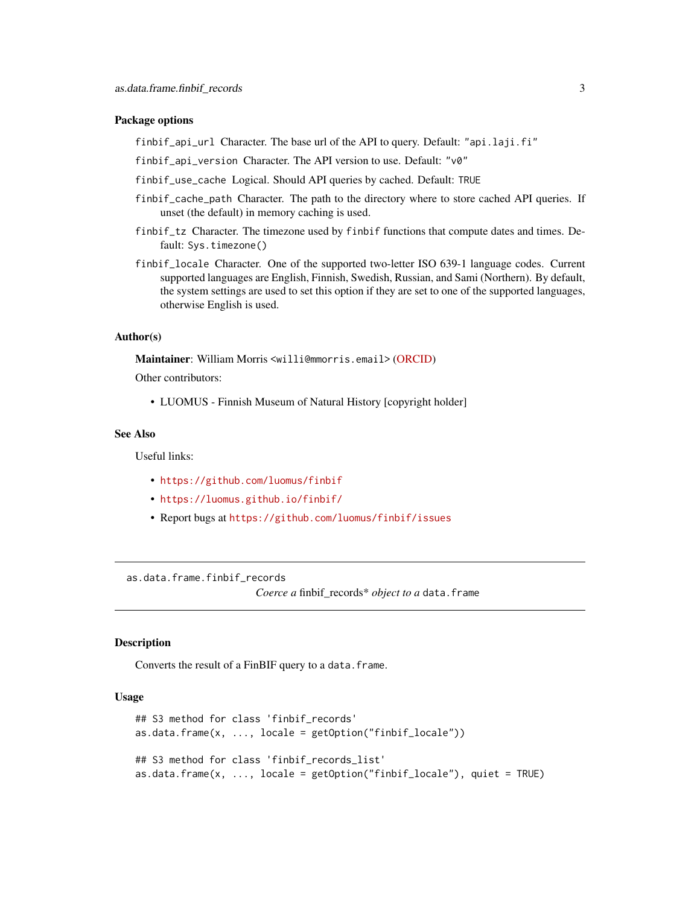### Package options

`finbif_api_url` Character. The base url of the API to query. Default: "api.laji.fi"

`finbif_api_version` Character. The API version to use. Default: "v0"

`finbif_use_cache` Logical. Should API queries by cached. Default: TRUE

`finbif_cache_path` Character. The path to the directory where to store cached API queries. If unset (the default) in memory caching is used.

`finbif_tz` Character. The timezone used by `finbif` functions that compute dates and times. Default: `Sys.timezone()`

`finbif_locale` Character. One of the supported two-letter ISO 639-1 language codes. Current supported languages are English, Finnish, Swedish, Russian, and Sami (Northern). By default, the system settings are used to set this option if they are set to one of the supported languages, otherwise English is used.

### Author(s)

**Maintainer**: William Morris <willi@mmorris.email> (ORCID)

Other contributors:

- LUOMUS - Finnish Museum of Natural History [copyright holder]

### See Also

Useful links:

- https://github.com/luomus/finbif
- https://luomus.github.io/finbif/
- Report bugs at https://github.com/luomus/finbif/issues

---

## as.data.frame.finbif_records

*Coerce a* finbif_records* *object to a* `data.frame`

---

### Description

Converts the result of a FinBIF query to a `data.frame`.

### Usage

```
## S3 method for class 'finbif_records'
as.data.frame(x, ..., locale = getOption("finbif_locale"))

## S3 method for class 'finbif_records_list'
as.data.frame(x, ..., locale = getOption("finbif_locale"), quiet = TRUE)
```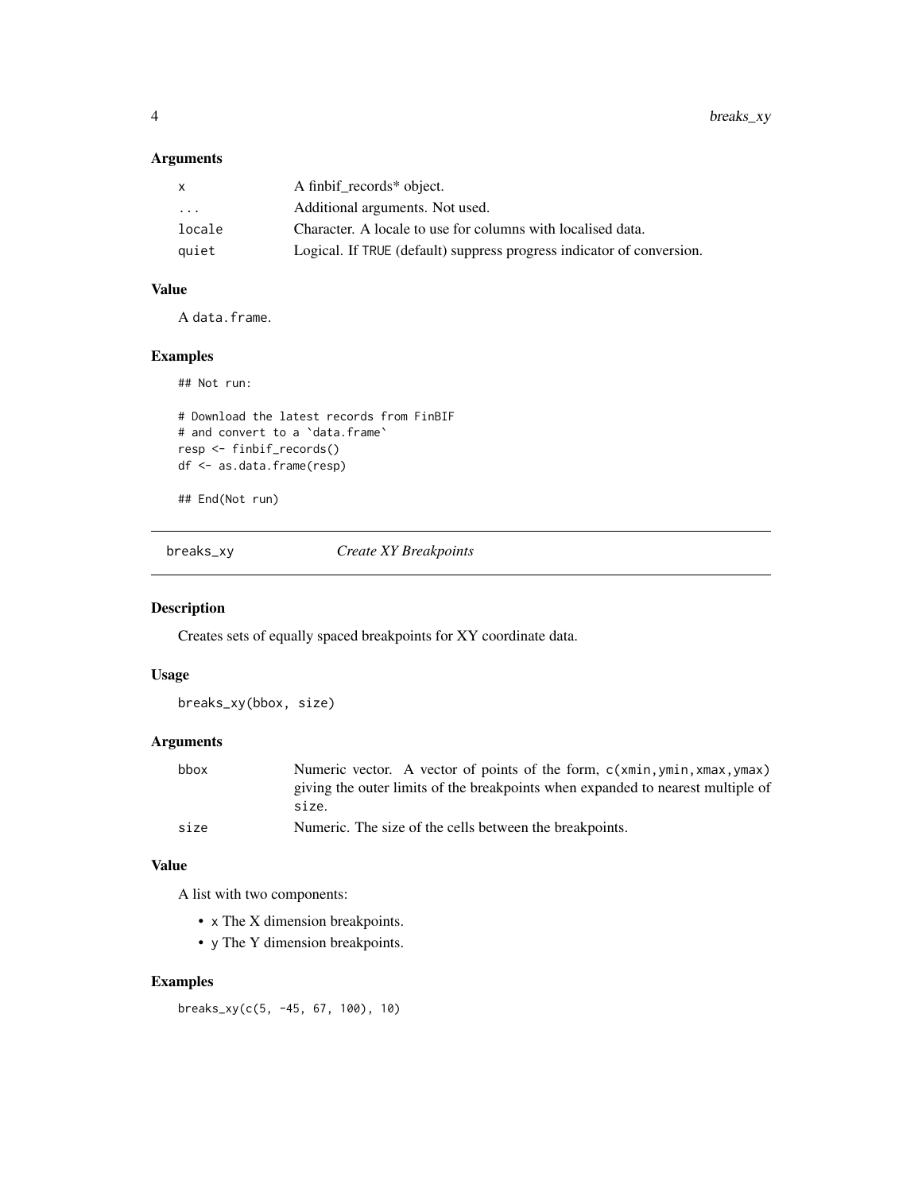### Arguments

| | |
|---|---|
| `x` | A finbif_records* object. |
| `...` | Additional arguments. Not used. |
| `locale` | Character. A locale to use for columns with localised data. |
| `quiet` | Logical. If `TRUE` (default) suppress progress indicator of conversion. |

### Value

A `data.frame`.

### Examples

```
## Not run:

# Download the latest records from FinBIF
# and convert to a `data.frame`
resp <- finbif_records()
df <- as.data.frame(resp)

## End(Not run)
```

---

## `breaks_xy` *Create XY Breakpoints*

---

### Description

Creates sets of equally spaced breakpoints for XY coordinate data.

### Usage

```
breaks_xy(bbox, size)
```

### Arguments

| | |
|---|---|
| `bbox` | Numeric vector. A vector of points of the form, `c(xmin,ymin,xmax,ymax)` giving the outer limits of the breakpoints when expanded to nearest multiple of `size`. |
| `size` | Numeric. The size of the cells between the breakpoints. |

### Value

A list with two components:

- `x` The X dimension breakpoints.
- `y` The Y dimension breakpoints.

### Examples

```
breaks_xy(c(5, -45, 67, 100), 10)
```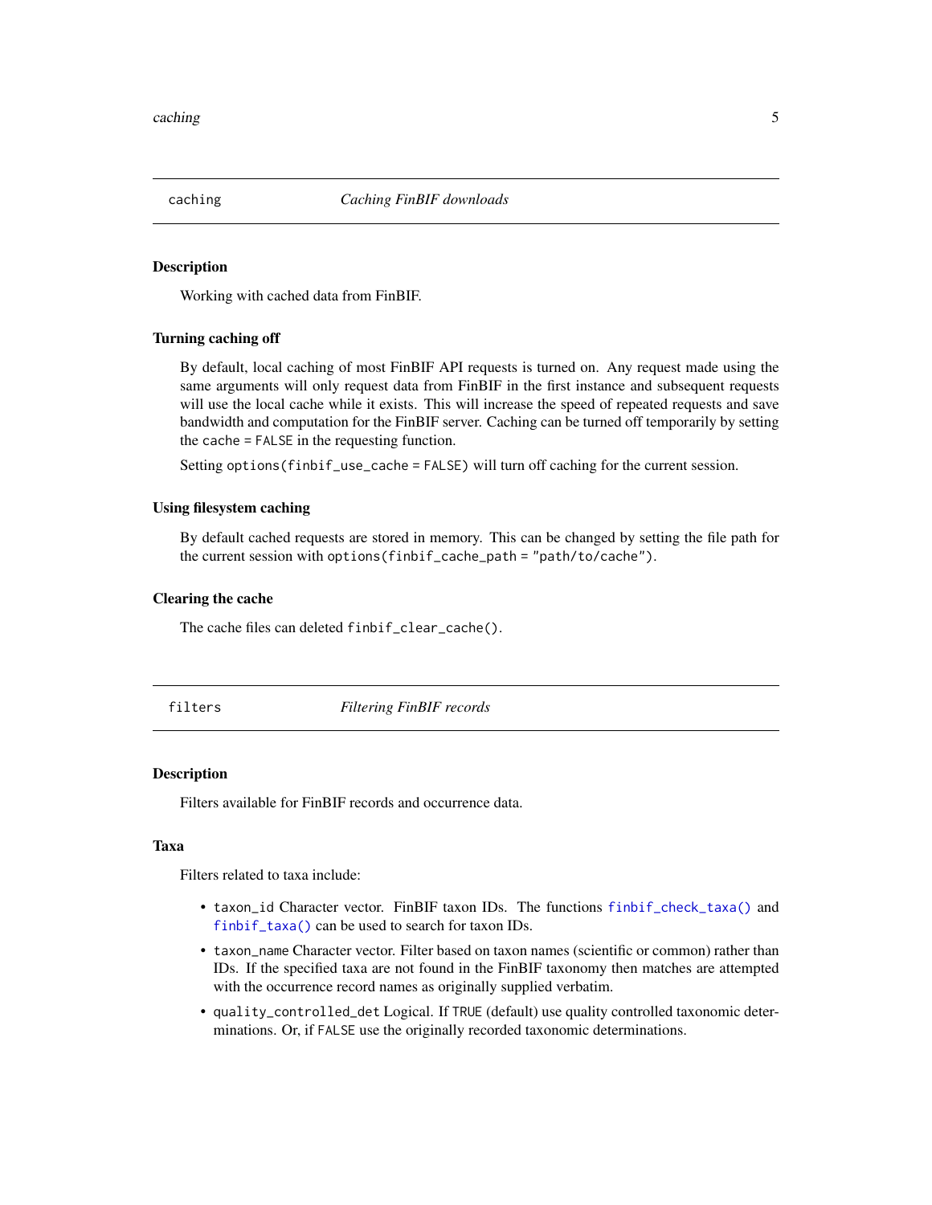## caching — *Caching FinBIF downloads*

### Description

Working with cached data from FinBIF.

### Turning caching off

By default, local caching of most FinBIF API requests is turned on. Any request made using the same arguments will only request data from FinBIF in the first instance and subsequent requests will use the local cache while it exists. This will increase the speed of repeated requests and save bandwidth and computation for the FinBIF server. Caching can be turned off temporarily by setting the `cache = FALSE` in the requesting function.

Setting `options(finbif_use_cache = FALSE)` will turn off caching for the current session.

### Using filesystem caching

By default cached requests are stored in memory. This can be changed by setting the file path for the current session with `options(finbif_cache_path = "path/to/cache")`.

### Clearing the cache

The cache files can deleted `finbif_clear_cache()`.

## filters — *Filtering FinBIF records*

### Description

Filters available for FinBIF records and occurrence data.

### Taxa

Filters related to taxa include:

- `taxon_id` Character vector. FinBIF taxon IDs. The functions `finbif_check_taxa()` and `finbif_taxa()` can be used to search for taxon IDs.
- `taxon_name` Character vector. Filter based on taxon names (scientific or common) rather than IDs. If the specified taxa are not found in the FinBIF taxonomy then matches are attempted with the occurrence record names as originally supplied verbatim.
- `quality_controlled_det` Logical. If `TRUE` (default) use quality controlled taxonomic determinations. Or, if `FALSE` use the originally recorded taxonomic determinations.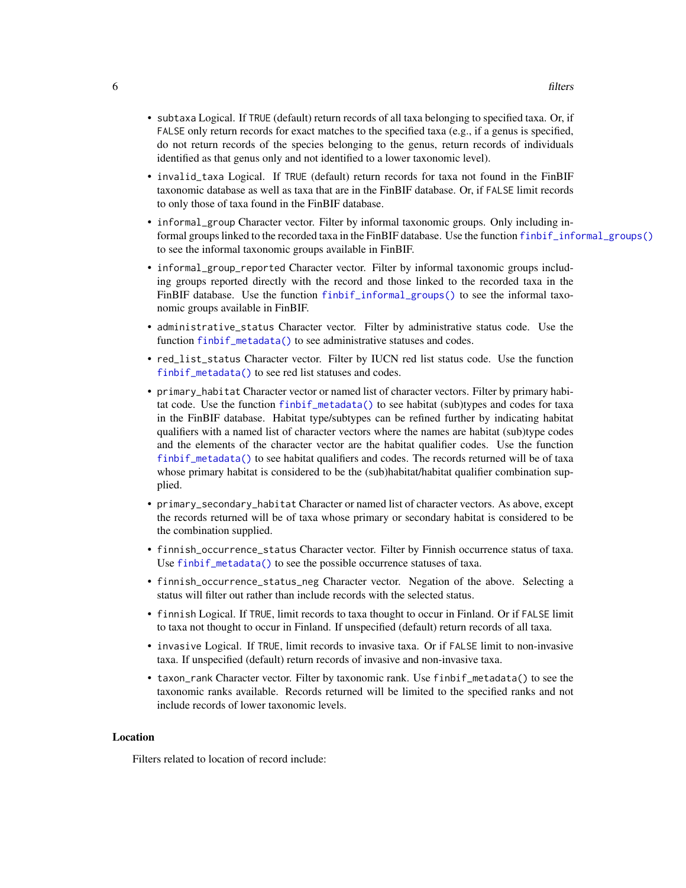- `subtaxa` Logical. If `TRUE` (default) return records of all taxa belonging to specified taxa. Or, if `FALSE` only return records for exact matches to the specified taxa (e.g., if a genus is specified, do not return records of the species belonging to the genus, return records of individuals identified as that genus only and not identified to a lower taxonomic level).
- `invalid_taxa` Logical. If `TRUE` (default) return records for taxa not found in the FinBIF taxonomic database as well as taxa that are in the FinBIF database. Or, if `FALSE` limit records to only those of taxa found in the FinBIF database.
- `informal_group` Character vector. Filter by informal taxonomic groups. Only including informal groups linked to the recorded taxa in the FinBIF database. Use the function `finbif_informal_groups()` to see the informal taxonomic groups available in FinBIF.
- `informal_group_reported` Character vector. Filter by informal taxonomic groups including groups reported directly with the record and those linked to the recorded taxa in the FinBIF database. Use the function `finbif_informal_groups()` to see the informal taxonomic groups available in FinBIF.
- `administrative_status` Character vector. Filter by administrative status code. Use the function `finbif_metadata()` to see administrative statuses and codes.
- `red_list_status` Character vector. Filter by IUCN red list status code. Use the function `finbif_metadata()` to see red list statuses and codes.
- `primary_habitat` Character vector or named list of character vectors. Filter by primary habitat code. Use the function `finbif_metadata()` to see habitat (sub)types and codes for taxa in the FinBIF database. Habitat type/subtypes can be refined further by indicating habitat qualifiers with a named list of character vectors where the names are habitat (sub)type codes and the elements of the character vector are the habitat qualifier codes. Use the function `finbif_metadata()` to see habitat qualifiers and codes. The records returned will be of taxa whose primary habitat is considered to be the (sub)habitat/habitat qualifier combination supplied.
- `primary_secondary_habitat` Character or named list of character vectors. As above, except the records returned will be of taxa whose primary or secondary habitat is considered to be the combination supplied.
- `finnish_occurrence_status` Character vector. Filter by Finnish occurrence status of taxa. Use `finbif_metadata()` to see the possible occurrence statuses of taxa.
- `finnish_occurrence_status_neg` Character vector. Negation of the above. Selecting a status will filter out rather than include records with the selected status.
- `finnish` Logical. If `TRUE`, limit records to taxa thought to occur in Finland. Or if `FALSE` limit to taxa not thought to occur in Finland. If unspecified (default) return records of all taxa.
- `invasive` Logical. If `TRUE`, limit records to invasive taxa. Or if `FALSE` limit to non-invasive taxa. If unspecified (default) return records of invasive and non-invasive taxa.
- `taxon_rank` Character vector. Filter by taxonomic rank. Use `finbif_metadata()` to see the taxonomic ranks available. Records returned will be limited to the specified ranks and not include records of lower taxonomic levels.

### Location

Filters related to location of record include: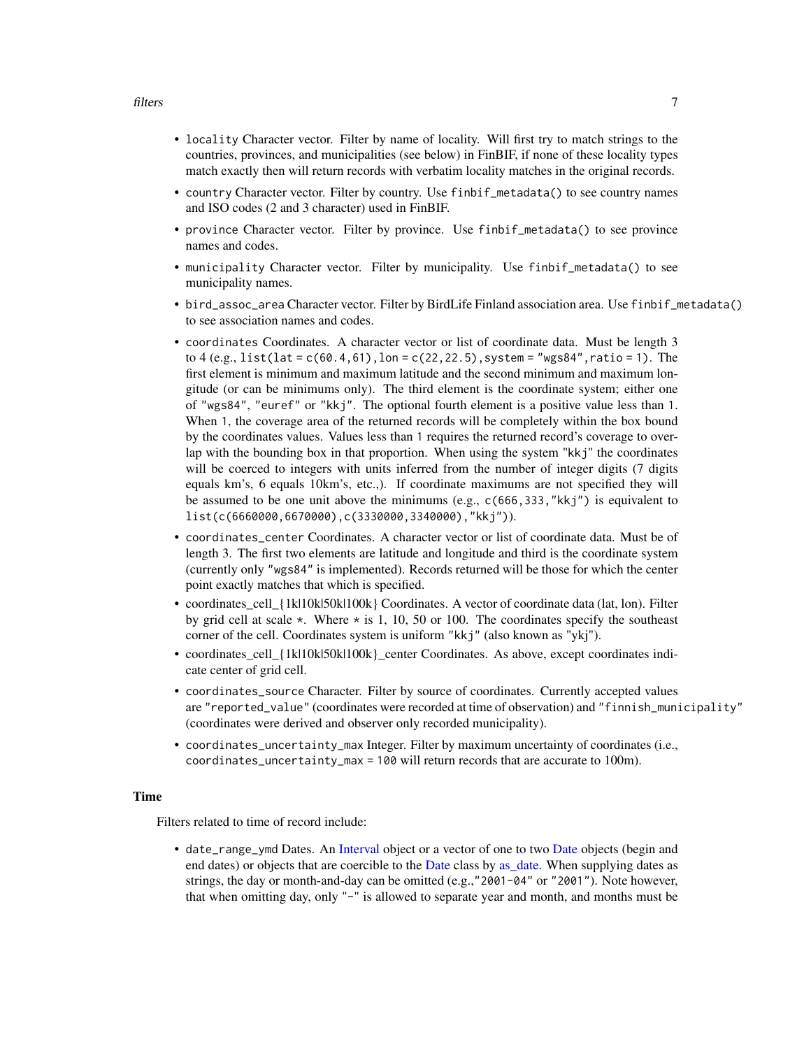- `locality` Character vector. Filter by name of locality. Will first try to match strings to the countries, provinces, and municipalities (see below) in FinBIF, if none of these locality types match exactly then will return records with verbatim locality matches in the original records.
- `country` Character vector. Filter by country. Use `finbif_metadata()` to see country names and ISO codes (2 and 3 character) used in FinBIF.
- `province` Character vector. Filter by province. Use `finbif_metadata()` to see province names and codes.
- `municipality` Character vector. Filter by municipality. Use `finbif_metadata()` to see municipality names.
- `bird_assoc_area` Character vector. Filter by BirdLife Finland association area. Use `finbif_metadata()` to see association names and codes.
- `coordinates` Coordinates. A character vector or list of coordinate data. Must be length 3 to 4 (e.g., `list(lat = c(60.4,61),lon = c(22,22.5),system = "wgs84",ratio = 1)`. The first element is minimum and maximum latitude and the second minimum and maximum longitude (or can be minimums only). The third element is the coordinate system; either one of `"wgs84"`, `"euref"` or `"kkj"`. The optional fourth element is a positive value less than `1`. When `1`, the coverage area of the returned records will be completely within the box bound by the coordinates values. Values less than `1` requires the returned record's coverage to overlap with the bounding box in that proportion. When using the system `"kkj"` the coordinates will be coerced to integers with units inferred from the number of integer digits (7 digits equals km's, 6 equals 10km's, etc.,). If coordinate maximums are not specified they will be assumed to be one unit above the minimums (e.g., `c(666,333,"kkj")` is equivalent to `list(c(6660000,6670000),c(3330000,3340000),"kkj")`).
- `coordinates_center` Coordinates. A character vector or list of coordinate data. Must be of length 3. The first two elements are latitude and longitude and third is the coordinate system (currently only `"wgs84"` is implemented). Records returned will be those for which the center point exactly matches that which is specified.
- coordinates_cell_{1k|10k|50k|100k} Coordinates. A vector of coordinate data (lat, lon). Filter by grid cell at scale *. Where * is 1, 10, 50 or 100. The coordinates specify the southeast corner of the cell. Coordinates system is uniform `"kkj"` (also known as "ykj").
- coordinates_cell_{1k|10k|50k|100k}_center Coordinates. As above, except coordinates indicate center of grid cell.
- `coordinates_source` Character. Filter by source of coordinates. Currently accepted values are `"reported_value"` (coordinates were recorded at time of observation) and `"finnish_municipality"` (coordinates were derived and observer only recorded municipality).
- `coordinates_uncertainty_max` Integer. Filter by maximum uncertainty of coordinates (i.e., `coordinates_uncertainty_max = 100` will return records that are accurate to 100m).

## Time

Filters related to time of record include:

- `date_range_ymd` Dates. An Interval object or a vector of one to two Date objects (begin and end dates) or objects that are coercible to the Date class by as_date. When supplying dates as strings, the day or month-and-day can be omitted (e.g.,`"2001-04"` or `"2001"`). Note however, that when omitting day, only `"-"` is allowed to separate year and month, and months must be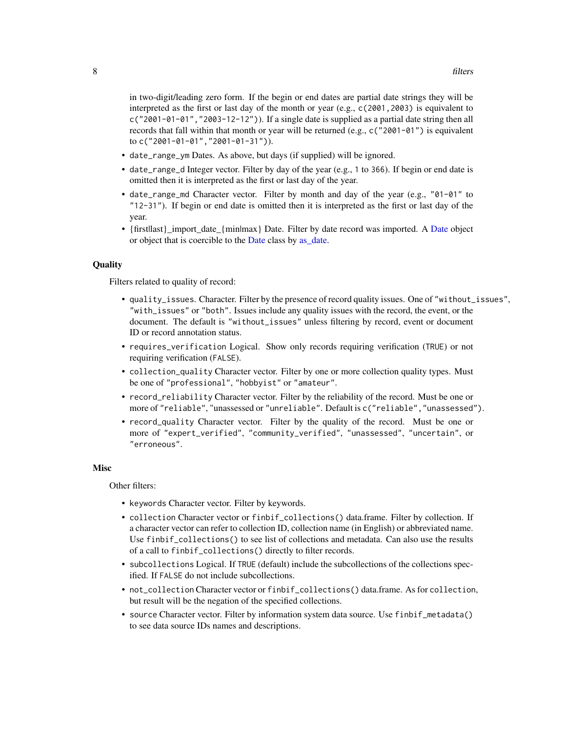in two-digit/leading zero form. If the begin or end dates are partial date strings they will be interpreted as the first or last day of the month or year (e.g., `c(2001,2003)` is equivalent to `c("2001-01-01","2003-12-12")`). If a single date is supplied as a partial date string then all records that fall within that month or year will be returned (e.g., `c("2001-01")` is equivalent to `c("2001-01-01","2001-01-31")`).

- `date_range_ym` Dates. As above, but days (if supplied) will be ignored.
- `date_range_d` Integer vector. Filter by day of the year (e.g., `1` to `366`). If begin or end date is omitted then it is interpreted as the first or last day of the year.
- `date_range_md` Character vector. Filter by month and day of the year (e.g., `"01-01"` to `"12-31"`). If begin or end date is omitted then it is interpreted as the first or last day of the year.
- {first|last}_import_date_{min|max} Date. Filter by date record was imported. A Date object or object that is coercible to the Date class by as_date.

### Quality

Filters related to quality of record:

- `quality_issues`. Character. Filter by the presence of record quality issues. One of `"without_issues"`, `"with_issues"` or `"both"`. Issues include any quality issues with the record, the event, or the document. The default is `"without_issues"` unless filtering by record, event or document ID or record annotation status.
- `requires_verification` Logical. Show only records requiring verification (`TRUE`) or not requiring verification (`FALSE`).
- `collection_quality` Character vector. Filter by one or more collection quality types. Must be one of `"professional"`, `"hobbyist"` or `"amateur"`.
- `record_reliability` Character vector. Filter by the reliability of the record. Must be one or more of `"reliable"`, "unassessed or `"unreliable"`. Default is `c("reliable","unassessed")`.
- `record_quality` Character vector. Filter by the quality of the record. Must be one or more of `"expert_verified"`, `"community_verified"`, `"unassessed"`, `"uncertain"`, or `"erroneous"`.

### Misc

Other filters:

- `keywords` Character vector. Filter by keywords.
- `collection` Character vector or `finbif_collections()` data.frame. Filter by collection. If a character vector can refer to collection ID, collection name (in English) or abbreviated name. Use `finbif_collections()` to see list of collections and metadata. Can also use the results of a call to `finbif_collections()` directly to filter records.
- `subcollections` Logical. If `TRUE` (default) include the subcollections of the collections specified. If `FALSE` do not include subcollections.
- `not_collection` Character vector or `finbif_collections()` data.frame. As for `collection`, but result will be the negation of the specified collections.
- `source` Character vector. Filter by information system data source. Use `finbif_metadata()` to see data source IDs names and descriptions.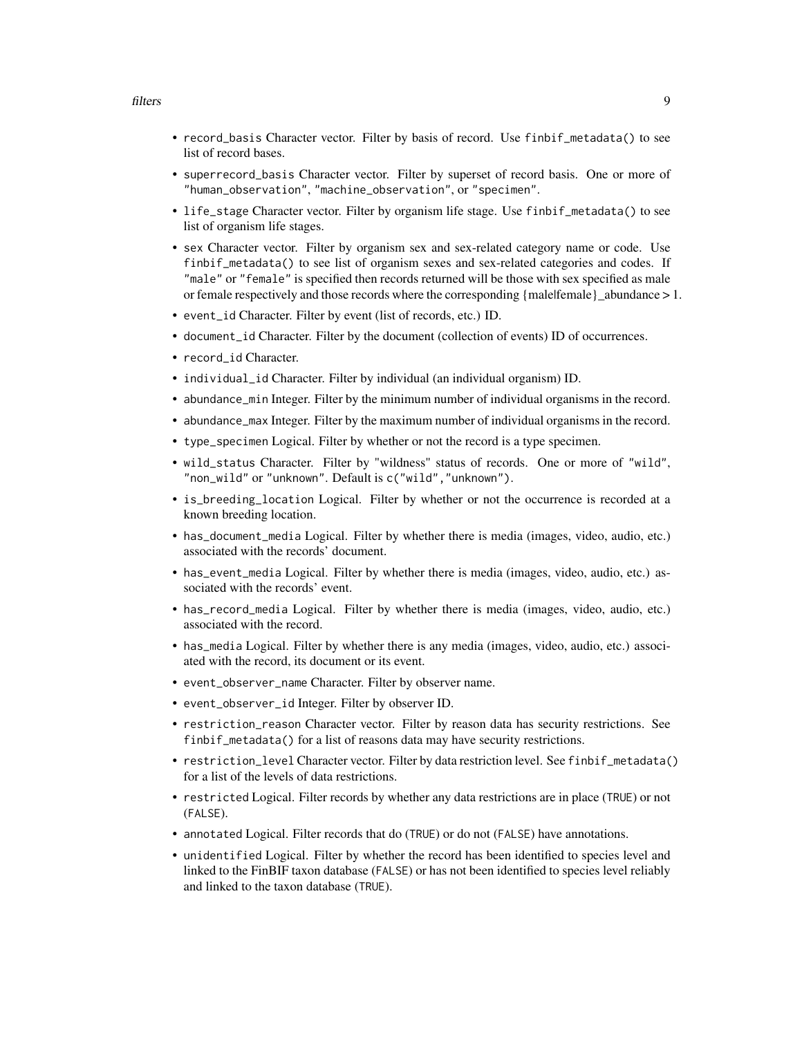- `record_basis` Character vector. Filter by basis of record. Use `finbif_metadata()` to see list of record bases.
- `superrecord_basis` Character vector. Filter by superset of record basis. One or more of `"human_observation"`, `"machine_observation"`, or `"specimen"`.
- `life_stage` Character vector. Filter by organism life stage. Use `finbif_metadata()` to see list of organism life stages.
- `sex` Character vector. Filter by organism sex and sex-related category name or code. Use `finbif_metadata()` to see list of organism sexes and sex-related categories and codes. If `"male"` or `"female"` is specified then records returned will be those with sex specified as male or female respectively and those records where the corresponding {male|female}_abundance > 1.
- `event_id` Character. Filter by event (list of records, etc.) ID.
- `document_id` Character. Filter by the document (collection of events) ID of occurrences.
- `record_id` Character.
- `individual_id` Character. Filter by individual (an individual organism) ID.
- `abundance_min` Integer. Filter by the minimum number of individual organisms in the record.
- `abundance_max` Integer. Filter by the maximum number of individual organisms in the record.
- `type_specimen` Logical. Filter by whether or not the record is a type specimen.
- `wild_status` Character. Filter by "wildness" status of records. One or more of `"wild"`, `"non_wild"` or `"unknown"`. Default is `c("wild","unknown")`.
- `is_breeding_location` Logical. Filter by whether or not the occurrence is recorded at a known breeding location.
- `has_document_media` Logical. Filter by whether there is media (images, video, audio, etc.) associated with the records' document.
- `has_event_media` Logical. Filter by whether there is media (images, video, audio, etc.) associated with the records' event.
- `has_record_media` Logical. Filter by whether there is media (images, video, audio, etc.) associated with the record.
- `has_media` Logical. Filter by whether there is any media (images, video, audio, etc.) associated with the record, its document or its event.
- `event_observer_name` Character. Filter by observer name.
- `event_observer_id` Integer. Filter by observer ID.
- `restriction_reason` Character vector. Filter by reason data has security restrictions. See `finbif_metadata()` for a list of reasons data may have security restrictions.
- `restriction_level` Character vector. Filter by data restriction level. See `finbif_metadata()` for a list of the levels of data restrictions.
- `restricted` Logical. Filter records by whether any data restrictions are in place (`TRUE`) or not (`FALSE`).
- `annotated` Logical. Filter records that do (`TRUE`) or do not (`FALSE`) have annotations.
- `unidentified` Logical. Filter by whether the record has been identified to species level and linked to the FinBIF taxon database (`FALSE`) or has not been identified to species level reliably and linked to the taxon database (`TRUE`).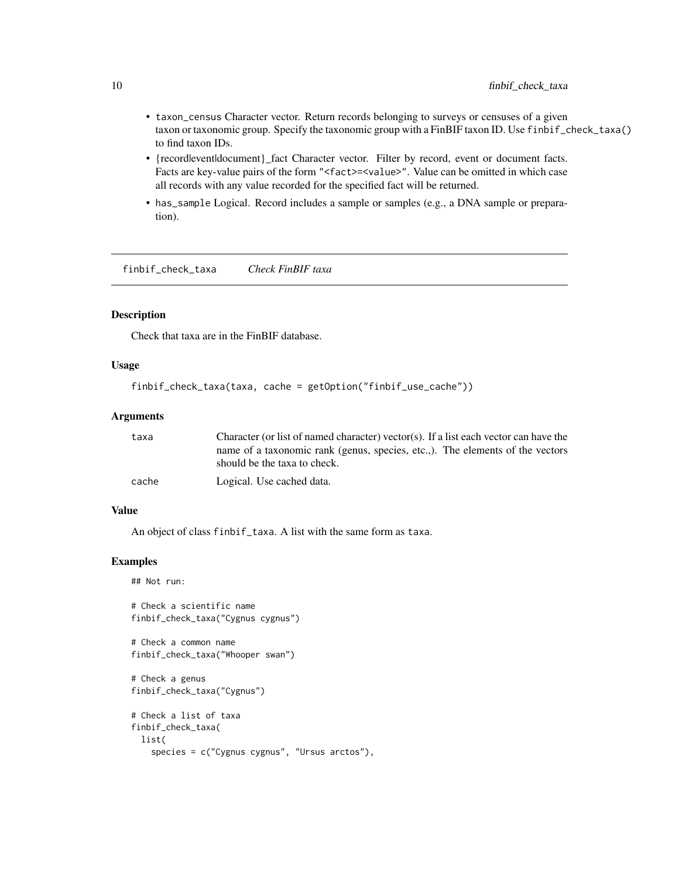- `taxon_census` Character vector. Return records belonging to surveys or censuses of a given taxon or taxonomic group. Specify the taxonomic group with a FinBIF taxon ID. Use `finbif_check_taxa()` to find taxon IDs.
- {record|event|document}_fact Character vector. Filter by record, event or document facts. Facts are key-value pairs of the form `"<fact>=<value>"`. Value can be omitted in which case all records with any value recorded for the specified fact will be returned.
- `has_sample` Logical. Record includes a sample or samples (e.g., a DNA sample or preparation).

## finbif_check_taxa *Check FinBIF taxa*

### Description

Check that taxa are in the FinBIF database.

### Usage

```
finbif_check_taxa(taxa, cache = getOption("finbif_use_cache"))
```

### Arguments

| | |
|---|---|
| `taxa` | Character (or list of named character) vector(s). If a list each vector can have the name of a taxonomic rank (genus, species, etc.,). The elements of the vectors should be the taxa to check. |
| `cache` | Logical. Use cached data. |

### Value

An object of class `finbif_taxa`. A list with the same form as `taxa`.

### Examples

```
## Not run:

# Check a scientific name
finbif_check_taxa("Cygnus cygnus")

# Check a common name
finbif_check_taxa("Whooper swan")

# Check a genus
finbif_check_taxa("Cygnus")

# Check a list of taxa
finbif_check_taxa(
  list(
    species = c("Cygnus cygnus", "Ursus arctos"),
```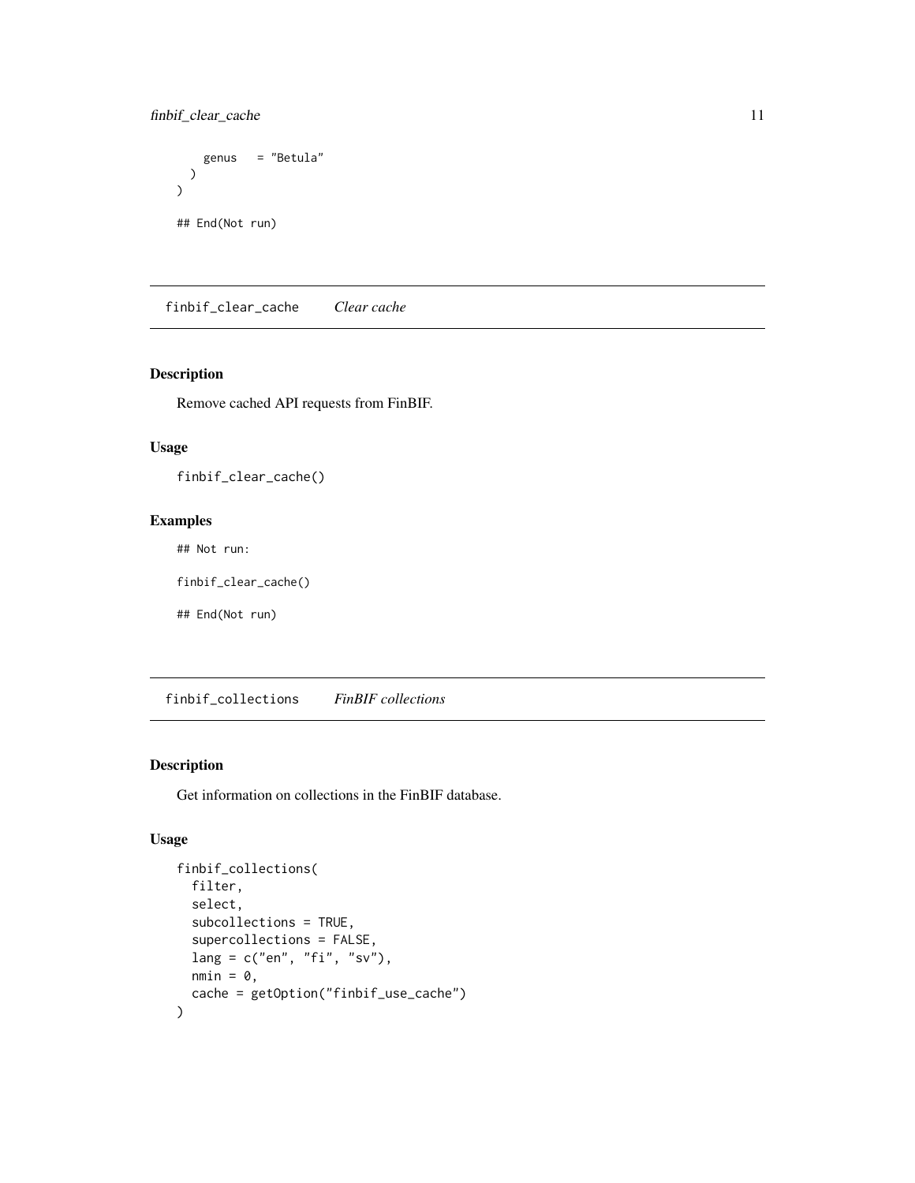```
    genus   = "Betula"
  )
)

## End(Not run)
```

## finbif_clear_cache    *Clear cache*

### Description

Remove cached API requests from FinBIF.

### Usage

```
finbif_clear_cache()
```

### Examples

```
## Not run:

finbif_clear_cache()

## End(Not run)
```

## finbif_collections    *FinBIF collections*

### Description

Get information on collections in the FinBIF database.

### Usage

```
finbif_collections(
  filter,
  select,
  subcollections = TRUE,
  supercollections = FALSE,
  lang = c("en", "fi", "sv"),
  nmin = 0,
  cache = getOption("finbif_use_cache")
)
```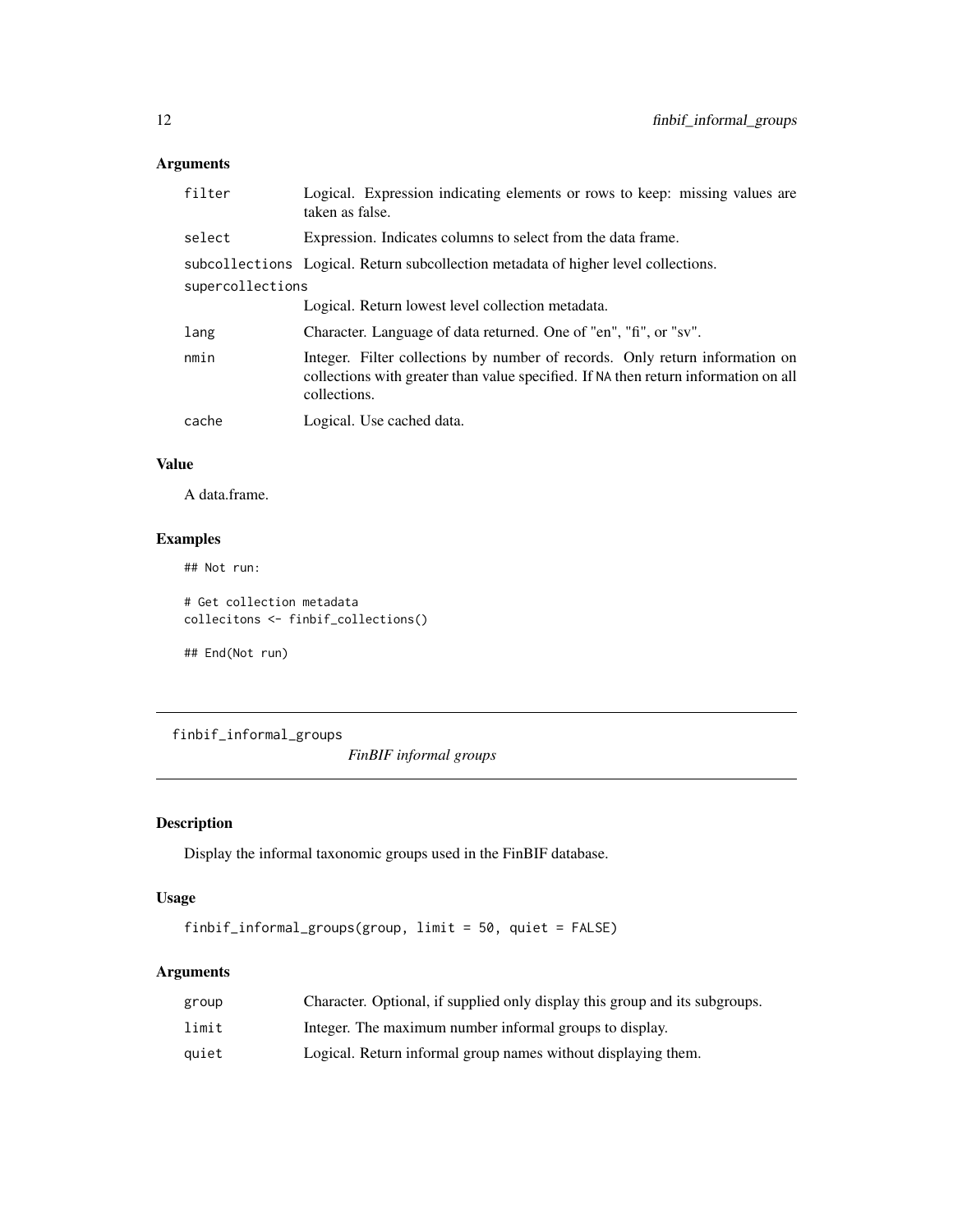## Arguments

| | |
|---|---|
| `filter` | Logical. Expression indicating elements or rows to keep: missing values are taken as false. |
| `select` | Expression. Indicates columns to select from the data frame. |
| `subcollections` | Logical. Return subcollection metadata of higher level collections. |
| `supercollections` | Logical. Return lowest level collection metadata. |
| `lang` | Character. Language of data returned. One of "en", "fi", or "sv". |
| `nmin` | Integer. Filter collections by number of records. Only return information on collections with greater than value specified. If `NA` then return information on all collections. |
| `cache` | Logical. Use cached data. |

## Value

A data.frame.

## Examples

```
## Not run:

# Get collection metadata
collecitons <- finbif_collections()

## End(Not run)
```

---

# finbif_informal_groups    *FinBIF informal groups*

---

## Description

Display the informal taxonomic groups used in the FinBIF database.

## Usage

```
finbif_informal_groups(group, limit = 50, quiet = FALSE)
```

## Arguments

| | |
|---|---|
| `group` | Character. Optional, if supplied only display this group and its subgroups. |
| `limit` | Integer. The maximum number informal groups to display. |
| `quiet` | Logical. Return informal group names without displaying them. |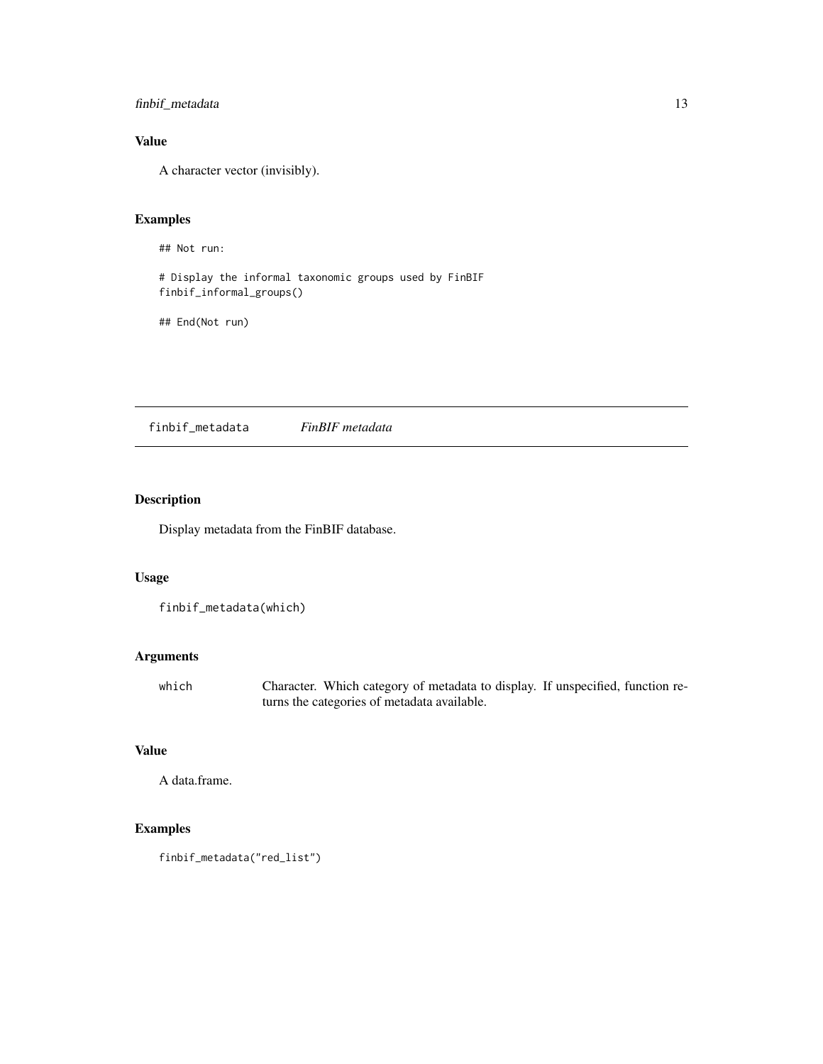## Value

A character vector (invisibly).

## Examples

```
## Not run:

# Display the informal taxonomic groups used by FinBIF
finbif_informal_groups()

## End(Not run)
```

---

# finbif_metadata *FinBIF metadata*

## Description

Display metadata from the FinBIF database.

## Usage

```
finbif_metadata(which)
```

## Arguments

| | |
|---|---|
| `which` | Character. Which category of metadata to display. If unspecified, function returns the categories of metadata available. |

## Value

A data.frame.

## Examples

```
finbif_metadata("red_list")
```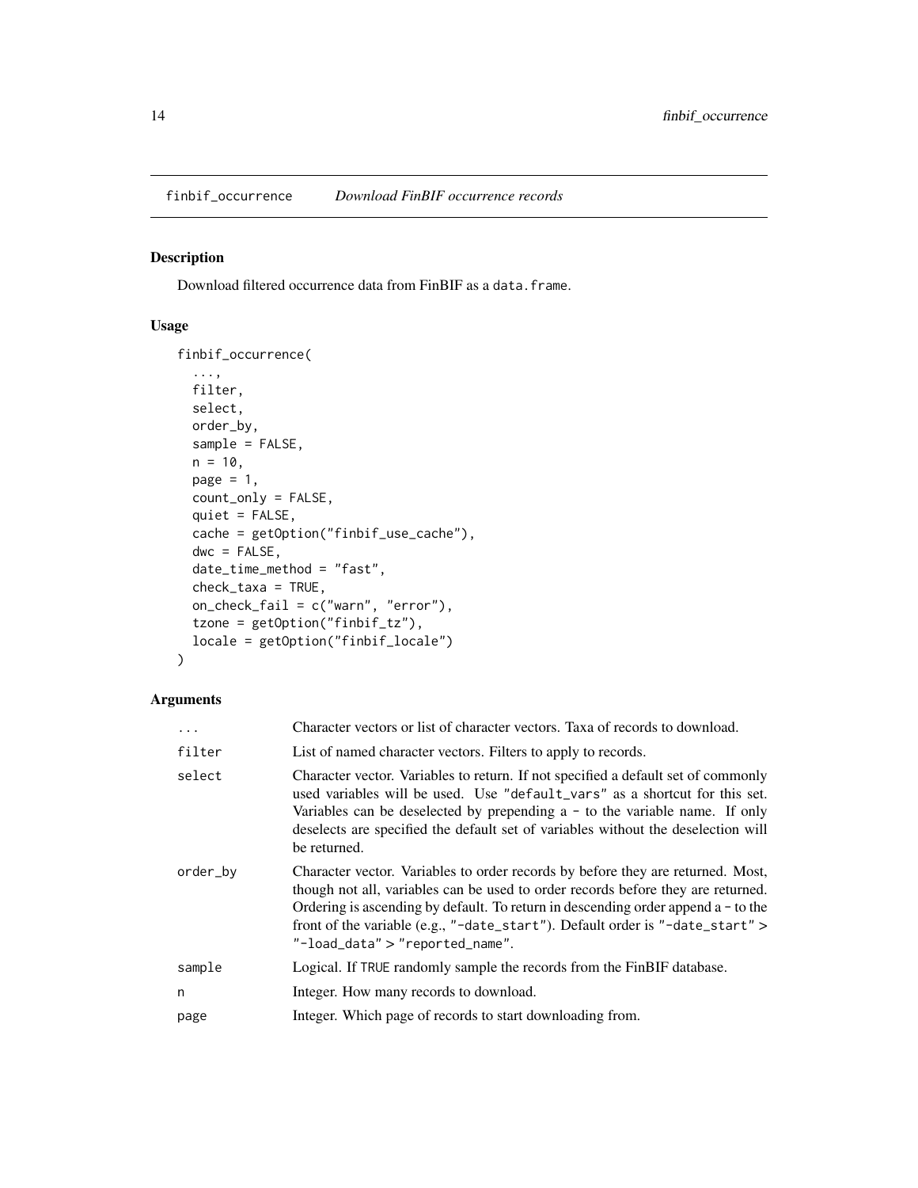## finbif_occurrence *Download FinBIF occurrence records*

### Description

Download filtered occurrence data from FinBIF as a `data.frame`.

### Usage

```
finbif_occurrence(
  ...,
  filter,
  select,
  order_by,
  sample = FALSE,
  n = 10,
  page = 1,
  count_only = FALSE,
  quiet = FALSE,
  cache = getOption("finbif_use_cache"),
  dwc = FALSE,
  date_time_method = "fast",
  check_taxa = TRUE,
  on_check_fail = c("warn", "error"),
  tzone = getOption("finbif_tz"),
  locale = getOption("finbif_locale")
)
```

### Arguments

| | |
|---|---|
| `...` | Character vectors or list of character vectors. Taxa of records to download. |
| `filter` | List of named character vectors. Filters to apply to records. |
| `select` | Character vector. Variables to return. If not specified a default set of commonly used variables will be used. Use `"default_vars"` as a shortcut for this set. Variables can be deselected by prepending a `-` to the variable name. If only deselects are specified the default set of variables without the deselection will be returned. |
| `order_by` | Character vector. Variables to order records by before they are returned. Most, though not all, variables can be used to order records before they are returned. Ordering is ascending by default. To return in descending order append a `-` to the front of the variable (e.g., `"-date_start"`). Default order is `"-date_start"` > `"-load_data"` > `"reported_name"`. |
| `sample` | Logical. If `TRUE` randomly sample the records from the FinBIF database. |
| `n` | Integer. How many records to download. |
| `page` | Integer. Which page of records to start downloading from. |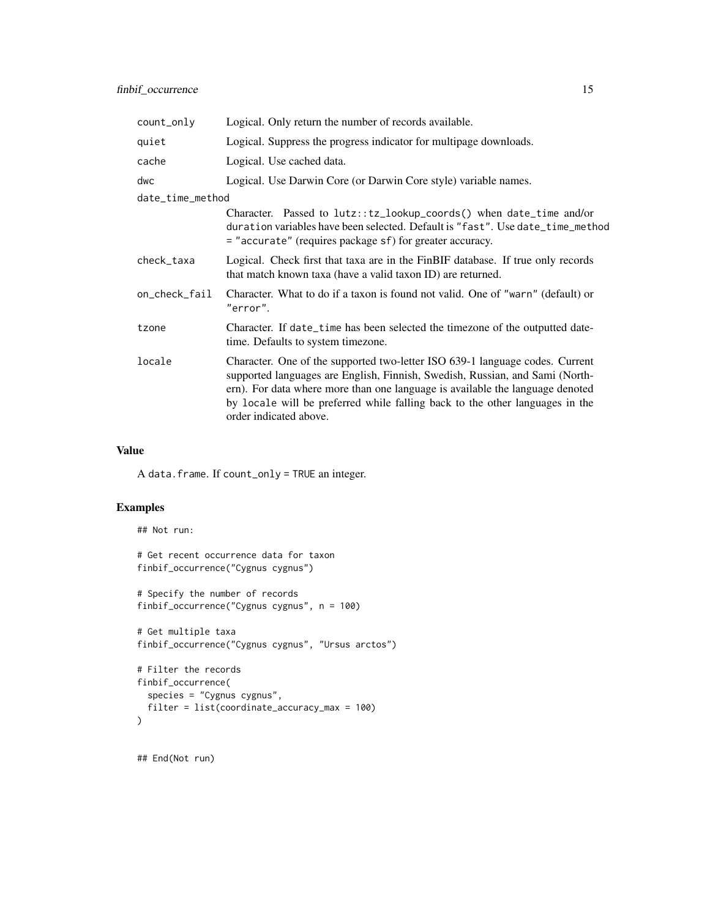| | |
|---|---|
| count_only | Logical. Only return the number of records available. |
| quiet | Logical. Suppress the progress indicator for multipage downloads. |
| cache | Logical. Use cached data. |
| dwc | Logical. Use Darwin Core (or Darwin Core style) variable names. |
| date_time_method | Character. Passed to lutz::tz_lookup_coords() when date_time and/or duration variables have been selected. Default is "fast". Use date_time_method = "accurate" (requires package sf) for greater accuracy. |
| check_taxa | Logical. Check first that taxa are in the FinBIF database. If true only records that match known taxa (have a valid taxon ID) are returned. |
| on_check_fail | Character. What to do if a taxon is found not valid. One of "warn" (default) or "error". |
| tzone | Character. If date_time has been selected the timezone of the outputted date-time. Defaults to system timezone. |
| locale | Character. One of the supported two-letter ISO 639-1 language codes. Current supported languages are English, Finnish, Swedish, Russian, and Sami (Northern). For data where more than one language is available the language denoted by locale will be preferred while falling back to the other languages in the order indicated above. |

## Value

A data.frame. If count_only = TRUE an integer.

## Examples

```
## Not run:

# Get recent occurrence data for taxon
finbif_occurrence("Cygnus cygnus")

# Specify the number of records
finbif_occurrence("Cygnus cygnus", n = 100)

# Get multiple taxa
finbif_occurrence("Cygnus cygnus", "Ursus arctos")

# Filter the records
finbif_occurrence(
  species = "Cygnus cygnus",
  filter = list(coordinate_accuracy_max = 100)
)


## End(Not run)
```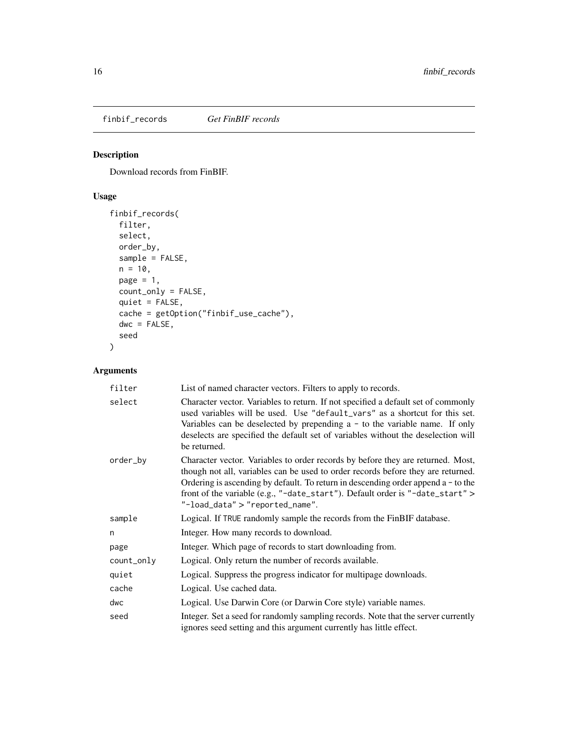## finbif_records *Get FinBIF records*

### Description

Download records from FinBIF.

### Usage

```
finbif_records(
  filter,
  select,
  order_by,
  sample = FALSE,
  n = 10,
  page = 1,
  count_only = FALSE,
  quiet = FALSE,
  cache = getOption("finbif_use_cache"),
  dwc = FALSE,
  seed
)
```

### Arguments

| Argument | Description |
|---|---|
| `filter` | List of named character vectors. Filters to apply to records. |
| `select` | Character vector. Variables to return. If not specified a default set of commonly used variables will be used. Use `"default_vars"` as a shortcut for this set. Variables can be deselected by prepending a `-` to the variable name. If only deselects are specified the default set of variables without the deselection will be returned. |
| `order_by` | Character vector. Variables to order records by before they are returned. Most, though not all, variables can be used to order records before they are returned. Ordering is ascending by default. To return in descending order append a `-` to the front of the variable (e.g., `"-date_start"`). Default order is `"-date_start"` > `"-load_data"` > `"reported_name"`. |
| `sample` | Logical. If `TRUE` randomly sample the records from the FinBIF database. |
| `n` | Integer. How many records to download. |
| `page` | Integer. Which page of records to start downloading from. |
| `count_only` | Logical. Only return the number of records available. |
| `quiet` | Logical. Suppress the progress indicator for multipage downloads. |
| `cache` | Logical. Use cached data. |
| `dwc` | Logical. Use Darwin Core (or Darwin Core style) variable names. |
| `seed` | Integer. Set a seed for randomly sampling records. Note that the server currently ignores seed setting and this argument currently has little effect. |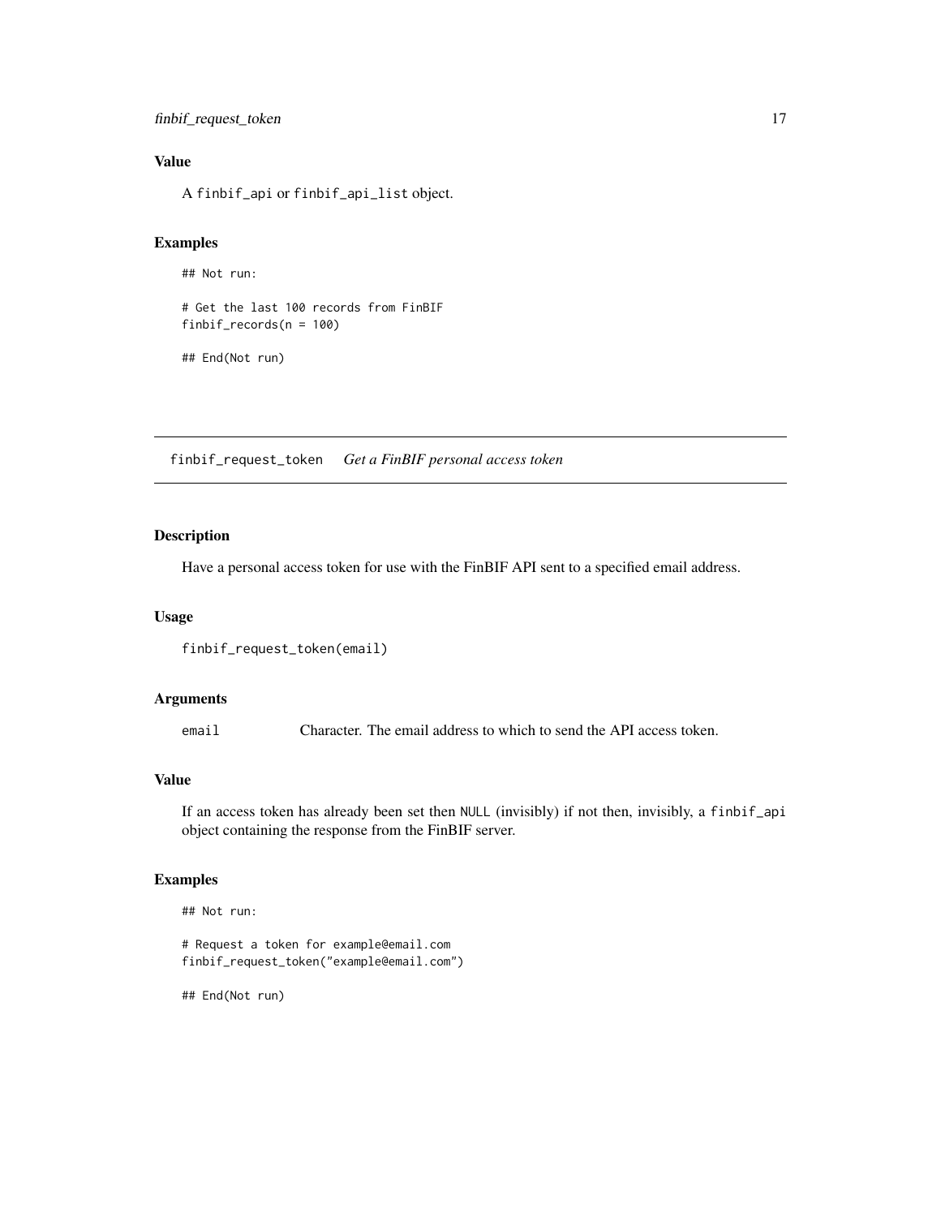### Value

A `finbif_api` or `finbif_api_list` object.

### Examples

```
## Not run:

# Get the last 100 records from FinBIF
finbif_records(n = 100)

## End(Not run)
```

---

## finbif_request_token    *Get a FinBIF personal access token*

### Description

Have a personal access token for use with the FinBIF API sent to a specified email address.

### Usage

```
finbif_request_token(email)
```

### Arguments

`email`    Character. The email address to which to send the API access token.

### Value

If an access token has already been set then `NULL` (invisibly) if not then, invisibly, a `finbif_api` object containing the response from the FinBIF server.

### Examples

```
## Not run:

# Request a token for example@email.com
finbif_request_token("example@email.com")

## End(Not run)
```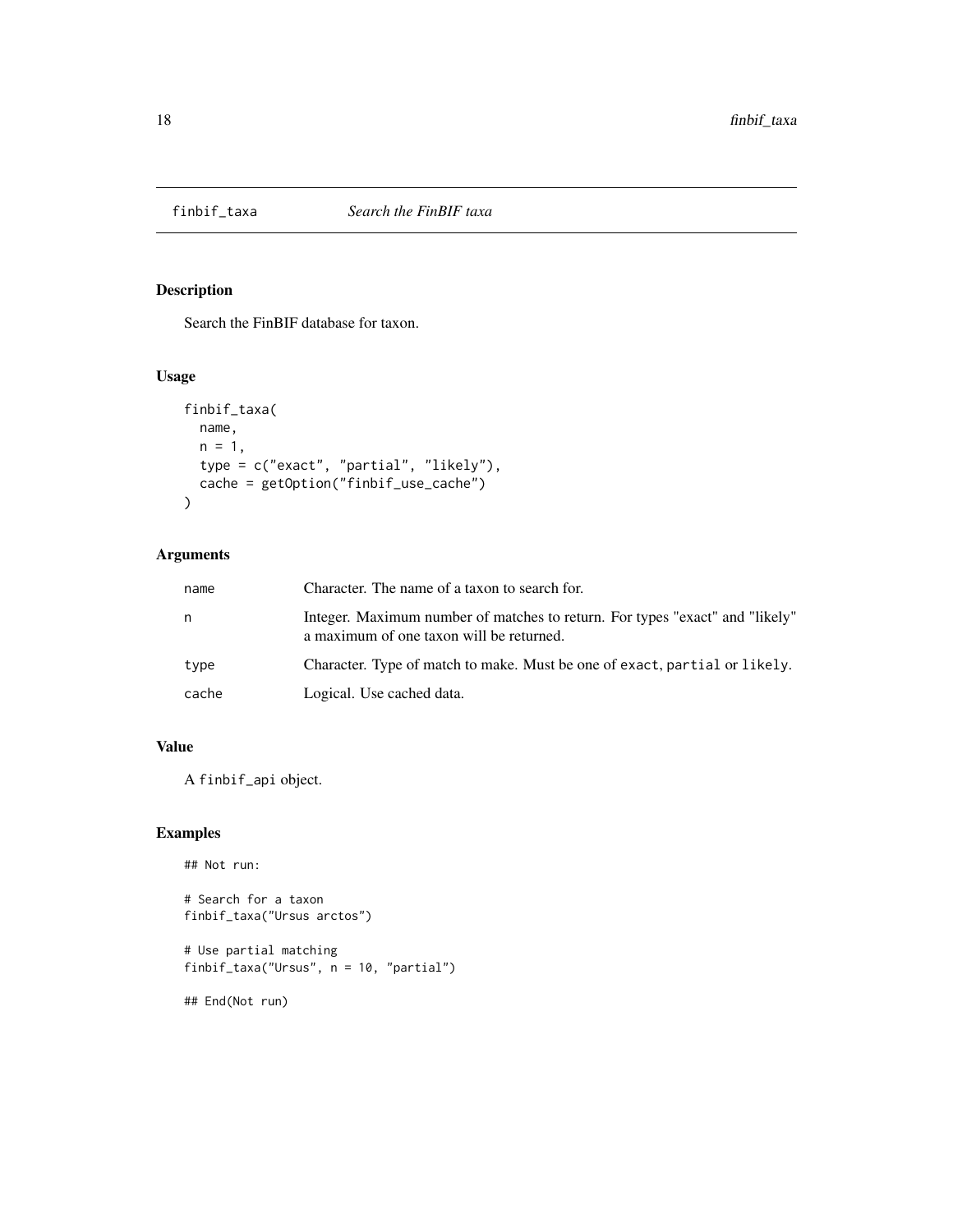# finbif_taxa — *Search the FinBIF taxa*

## Description

Search the FinBIF database for taxon.

## Usage

```
finbif_taxa(
  name,
  n = 1,
  type = c("exact", "partial", "likely"),
  cache = getOption("finbif_use_cache")
)
```

## Arguments

| | |
|---|---|
| name | Character. The name of a taxon to search for. |
| n | Integer. Maximum number of matches to return. For types "exact" and "likely" a maximum of one taxon will be returned. |
| type | Character. Type of match to make. Must be one of `exact`, `partial` or `likely`. |
| cache | Logical. Use cached data. |

## Value

A `finbif_api` object.

## Examples

```
## Not run:

# Search for a taxon
finbif_taxa("Ursus arctos")

# Use partial matching
finbif_taxa("Ursus", n = 10, "partial")

## End(Not run)
```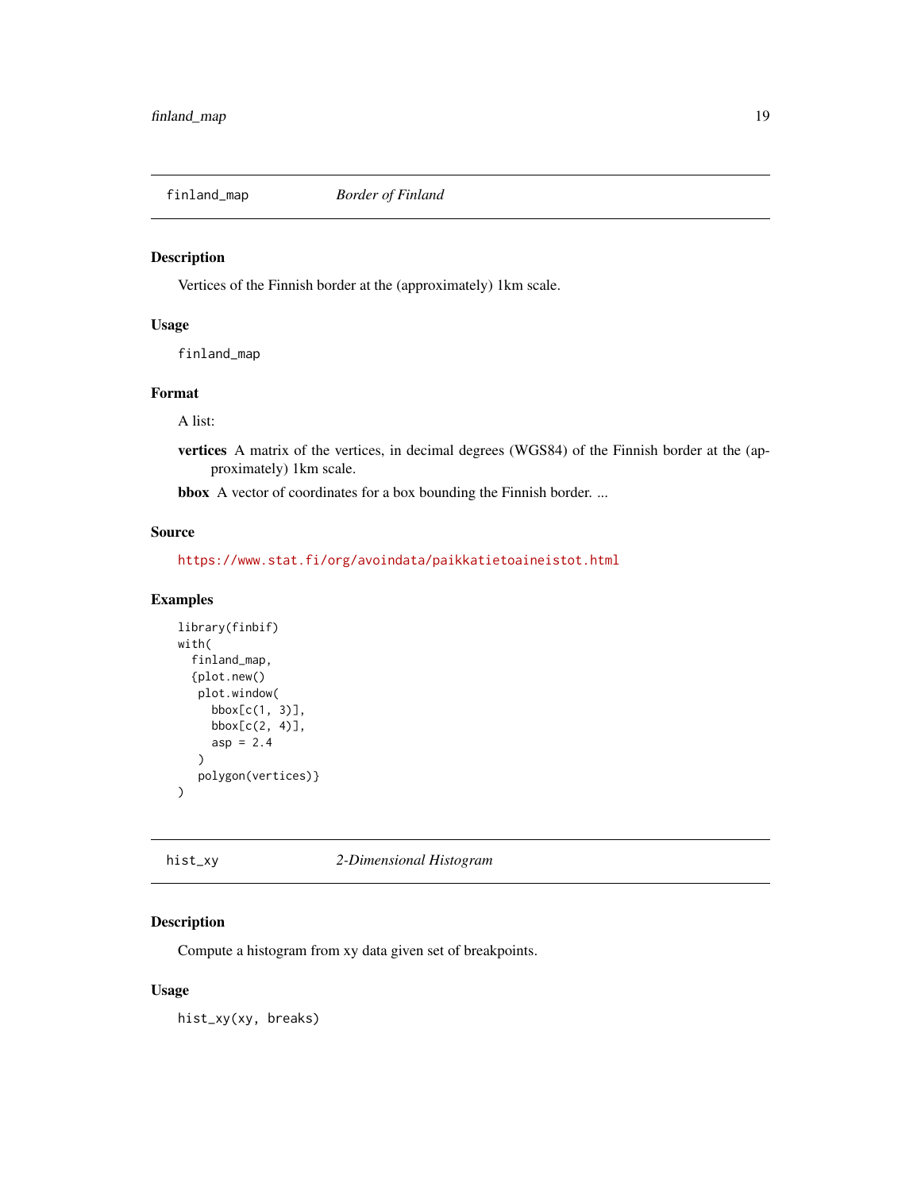## finland_map    *Border of Finland*

### Description

Vertices of the Finnish border at the (approximately) 1km scale.

### Usage

```
finland_map
```

### Format

A list:

**vertices** A matrix of the vertices, in decimal degrees (WGS84) of the Finnish border at the (approximately) 1km scale.

**bbox** A vector of coordinates for a box bounding the Finnish border. ...

### Source

https://www.stat.fi/org/avoindata/paikkatietoaineistot.html

### Examples

```
library(finbif)
with(
  finland_map,
  {plot.new()
   plot.window(
     bbox[c(1, 3)],
     bbox[c(2, 4)],
     asp = 2.4
   )
   polygon(vertices)}
)
```

## hist_xy    *2-Dimensional Histogram*

### Description

Compute a histogram from xy data given set of breakpoints.

### Usage

```
hist_xy(xy, breaks)
```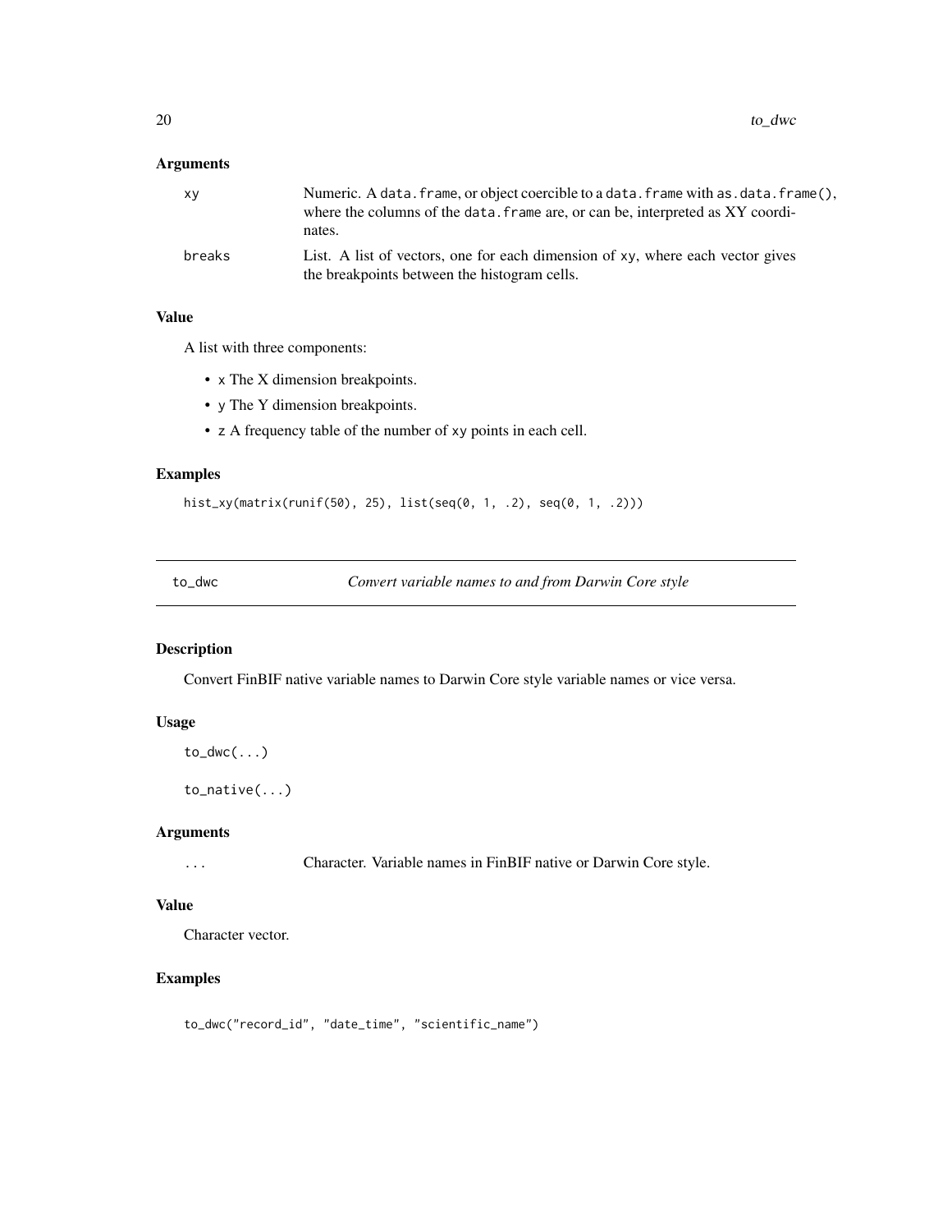### Arguments

| | |
|---|---|
| `xy` | Numeric. A `data.frame`, or object coercible to a `data.frame` with `as.data.frame()`, where the columns of the `data.frame` are, or can be, interpreted as XY coordinates. |
| `breaks` | List. A list of vectors, one for each dimension of `xy`, where each vector gives the breakpoints between the histogram cells. |

### Value

A list with three components:

- `x` The X dimension breakpoints.
- `y` The Y dimension breakpoints.
- `z` A frequency table of the number of `xy` points in each cell.

### Examples

```
hist_xy(matrix(runif(50), 25), list(seq(0, 1, .2), seq(0, 1, .2)))
```

---

## `to_dwc` — *Convert variable names to and from Darwin Core style*

---

### Description

Convert FinBIF native variable names to Darwin Core style variable names or vice versa.

### Usage

```
to_dwc(...)

to_native(...)
```

### Arguments

| | |
|---|---|
| `...` | Character. Variable names in FinBIF native or Darwin Core style. |

### Value

Character vector.

### Examples

```
to_dwc("record_id", "date_time", "scientific_name")
```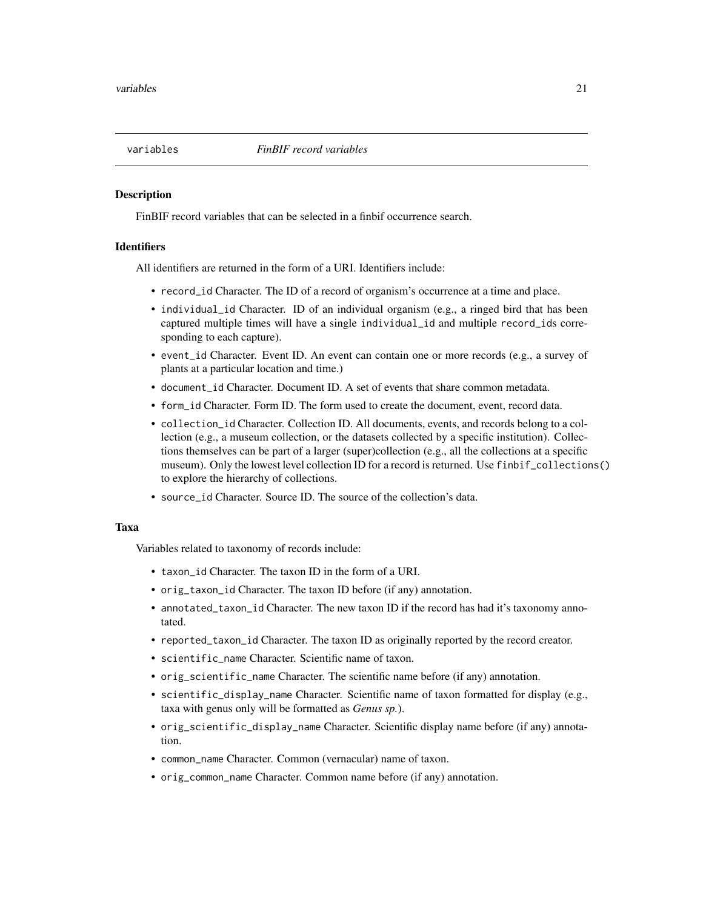# variables — *FinBIF record variables*

## Description

FinBIF record variables that can be selected in a finbif occurrence search.

## Identifiers

All identifiers are returned in the form of a URI. Identifiers include:

- `record_id` Character. The ID of a record of organism's occurrence at a time and place.
- `individual_id` Character. ID of an individual organism (e.g., a ringed bird that has been captured multiple times will have a single `individual_id` and multiple `record_id`s corresponding to each capture).
- `event_id` Character. Event ID. An event can contain one or more records (e.g., a survey of plants at a particular location and time.)
- `document_id` Character. Document ID. A set of events that share common metadata.
- `form_id` Character. Form ID. The form used to create the document, event, record data.
- `collection_id` Character. Collection ID. All documents, events, and records belong to a collection (e.g., a museum collection, or the datasets collected by a specific institution). Collections themselves can be part of a larger (super)collection (e.g., all the collections at a specific museum). Only the lowest level collection ID for a record is returned. Use `finbif_collections()` to explore the hierarchy of collections.
- `source_id` Character. Source ID. The source of the collection's data.

## Taxa

Variables related to taxonomy of records include:

- `taxon_id` Character. The taxon ID in the form of a URI.
- `orig_taxon_id` Character. The taxon ID before (if any) annotation.
- `annotated_taxon_id` Character. The new taxon ID if the record has had it's taxonomy annotated.
- `reported_taxon_id` Character. The taxon ID as originally reported by the record creator.
- `scientific_name` Character. Scientific name of taxon.
- `orig_scientific_name` Character. The scientific name before (if any) annotation.
- `scientific_display_name` Character. Scientific name of taxon formatted for display (e.g., taxa with genus only will be formatted as *Genus sp.*).
- `orig_scientific_display_name` Character. Scientific display name before (if any) annotation.
- `common_name` Character. Common (vernacular) name of taxon.
- `orig_common_name` Character. Common name before (if any) annotation.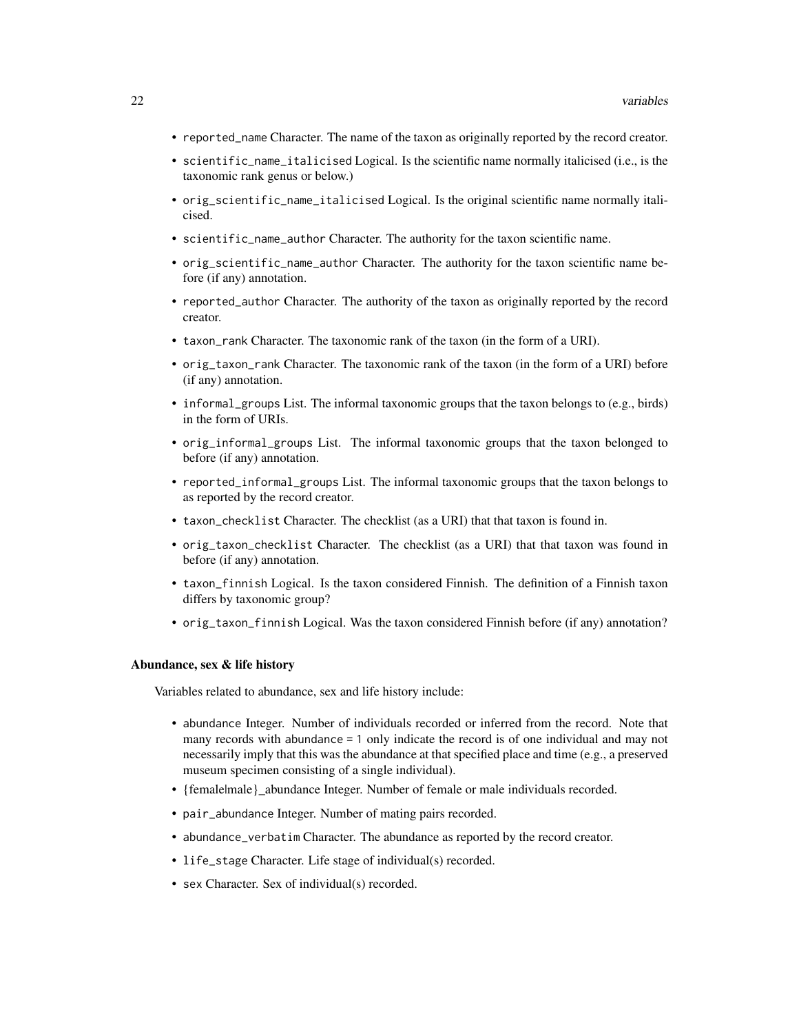- `reported_name` Character. The name of the taxon as originally reported by the record creator.
- `scientific_name_italicised` Logical. Is the scientific name normally italicised (i.e., is the taxonomic rank genus or below.)
- `orig_scientific_name_italicised` Logical. Is the original scientific name normally italicised.
- `scientific_name_author` Character. The authority for the taxon scientific name.
- `orig_scientific_name_author` Character. The authority for the taxon scientific name before (if any) annotation.
- `reported_author` Character. The authority of the taxon as originally reported by the record creator.
- `taxon_rank` Character. The taxonomic rank of the taxon (in the form of a URI).
- `orig_taxon_rank` Character. The taxonomic rank of the taxon (in the form of a URI) before (if any) annotation.
- `informal_groups` List. The informal taxonomic groups that the taxon belongs to (e.g., birds) in the form of URIs.
- `orig_informal_groups` List. The informal taxonomic groups that the taxon belonged to before (if any) annotation.
- `reported_informal_groups` List. The informal taxonomic groups that the taxon belongs to as reported by the record creator.
- `taxon_checklist` Character. The checklist (as a URI) that that taxon is found in.
- `orig_taxon_checklist` Character. The checklist (as a URI) that that taxon was found in before (if any) annotation.
- `taxon_finnish` Logical. Is the taxon considered Finnish. The definition of a Finnish taxon differs by taxonomic group?
- `orig_taxon_finnish` Logical. Was the taxon considered Finnish before (if any) annotation?

### Abundance, sex & life history

Variables related to abundance, sex and life history include:

- `abundance` Integer. Number of individuals recorded or inferred from the record. Note that many records with `abundance = 1` only indicate the record is of one individual and may not necessarily imply that this was the abundance at that specified place and time (e.g., a preserved museum specimen consisting of a single individual).
- {female|male}_abundance Integer. Number of female or male individuals recorded.
- `pair_abundance` Integer. Number of mating pairs recorded.
- `abundance_verbatim` Character. The abundance as reported by the record creator.
- `life_stage` Character. Life stage of individual(s) recorded.
- `sex` Character. Sex of individual(s) recorded.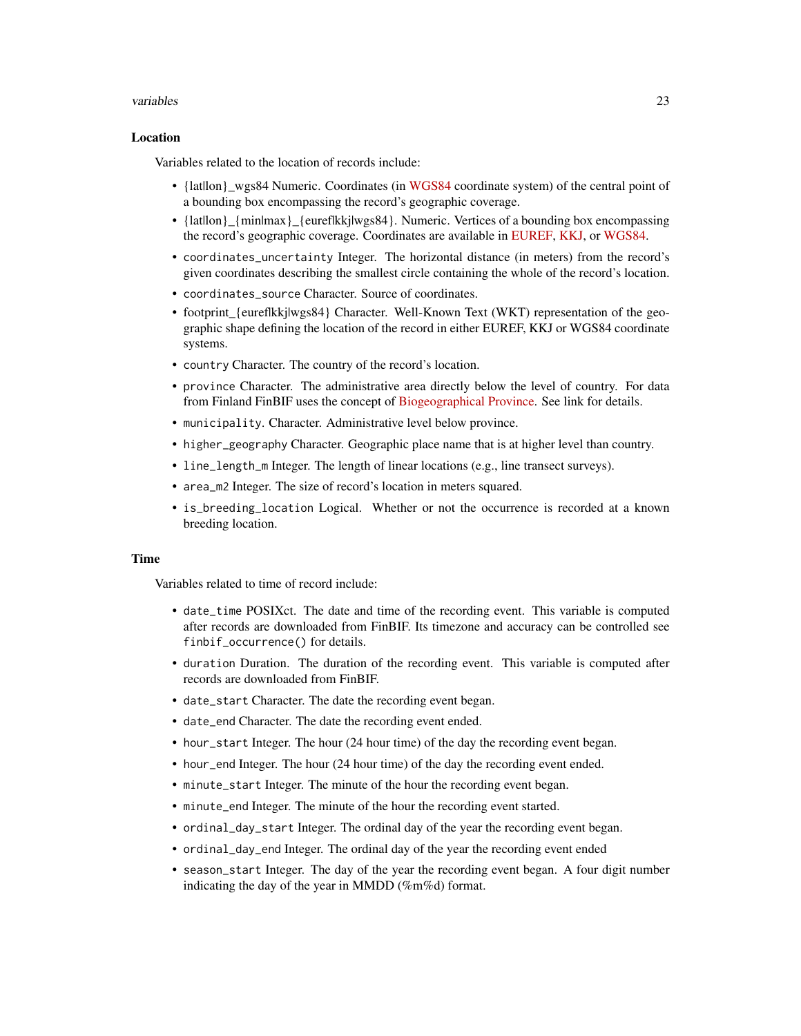### Location

Variables related to the location of records include:

- {lat|lon}_wgs84 Numeric. Coordinates (in WGS84 coordinate system) of the central point of a bounding box encompassing the record's geographic coverage.
- {lat|lon}_{min|max}_{euref|kkj|wgs84}. Numeric. Vertices of a bounding box encompassing the record's geographic coverage. Coordinates are available in EUREF, KKJ, or WGS84.
- `coordinates_uncertainty` Integer. The horizontal distance (in meters) from the record's given coordinates describing the smallest circle containing the whole of the record's location.
- `coordinates_source` Character. Source of coordinates.
- footprint_{euref|kkj|wgs84} Character. Well-Known Text (WKT) representation of the geographic shape defining the location of the record in either EUREF, KKJ or WGS84 coordinate systems.
- `country` Character. The country of the record's location.
- `province` Character. The administrative area directly below the level of country. For data from Finland FinBIF uses the concept of Biogeographical Province. See link for details.
- `municipality`. Character. Administrative level below province.
- `higher_geography` Character. Geographic place name that is at higher level than country.
- `line_length_m` Integer. The length of linear locations (e.g., line transect surveys).
- `area_m2` Integer. The size of record's location in meters squared.
- `is_breeding_location` Logical. Whether or not the occurrence is recorded at a known breeding location.

### Time

Variables related to time of record include:

- `date_time` POSIXct. The date and time of the recording event. This variable is computed after records are downloaded from FinBIF. Its timezone and accuracy can be controlled see `finbif_occurrence()` for details.
- `duration` Duration. The duration of the recording event. This variable is computed after records are downloaded from FinBIF.
- `date_start` Character. The date the recording event began.
- `date_end` Character. The date the recording event ended.
- `hour_start` Integer. The hour (24 hour time) of the day the recording event began.
- `hour_end` Integer. The hour (24 hour time) of the day the recording event ended.
- `minute_start` Integer. The minute of the hour the recording event began.
- `minute_end` Integer. The minute of the hour the recording event started.
- `ordinal_day_start` Integer. The ordinal day of the year the recording event began.
- `ordinal_day_end` Integer. The ordinal day of the year the recording event ended
- `season_start` Integer. The day of the year the recording event began. A four digit number indicating the day of the year in MMDD (%m%d) format.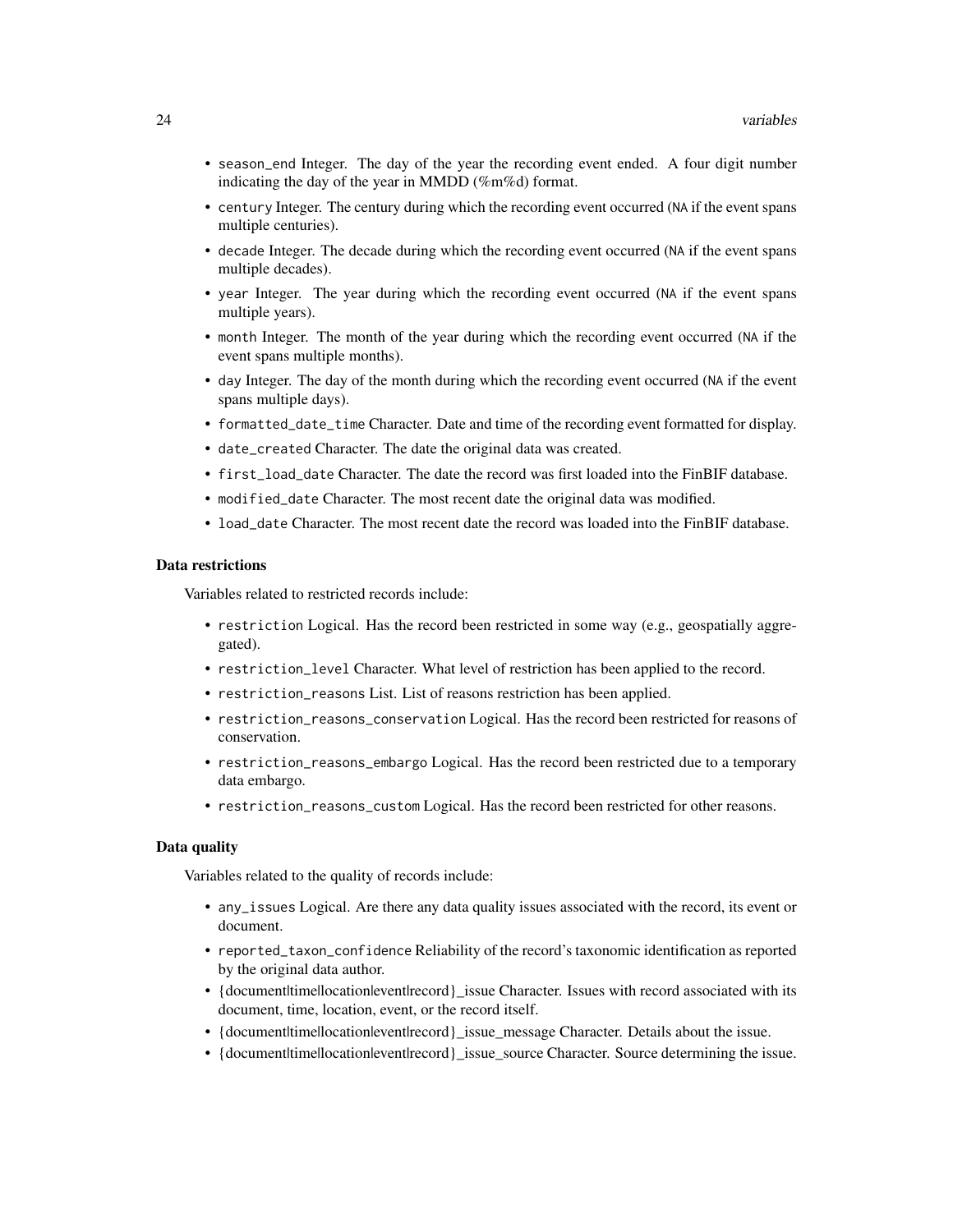- `season_end` Integer. The day of the year the recording event ended. A four digit number indicating the day of the year in MMDD (%m%d) format.
- `century` Integer. The century during which the recording event occurred (`NA` if the event spans multiple centuries).
- `decade` Integer. The decade during which the recording event occurred (`NA` if the event spans multiple decades).
- `year` Integer. The year during which the recording event occurred (`NA` if the event spans multiple years).
- `month` Integer. The month of the year during which the recording event occurred (`NA` if the event spans multiple months).
- `day` Integer. The day of the month during which the recording event occurred (`NA` if the event spans multiple days).
- `formatted_date_time` Character. Date and time of the recording event formatted for display.
- `date_created` Character. The date the original data was created.
- `first_load_date` Character. The date the record was first loaded into the FinBIF database.
- `modified_date` Character. The most recent date the original data was modified.
- `load_date` Character. The most recent date the record was loaded into the FinBIF database.

### Data restrictions

Variables related to restricted records include:

- `restriction` Logical. Has the record been restricted in some way (e.g., geospatially aggregated).
- `restriction_level` Character. What level of restriction has been applied to the record.
- `restriction_reasons` List. List of reasons restriction has been applied.
- `restriction_reasons_conservation` Logical. Has the record been restricted for reasons of conservation.
- `restriction_reasons_embargo` Logical. Has the record been restricted due to a temporary data embargo.
- `restriction_reasons_custom` Logical. Has the record been restricted for other reasons.

### Data quality

Variables related to the quality of records include:

- `any_issues` Logical. Are there any data quality issues associated with the record, its event or document.
- `reported_taxon_confidence` Reliability of the record's taxonomic identification as reported by the original data author.
- {document|time|location|event|record}_issue Character. Issues with record associated with its document, time, location, event, or the record itself.
- {document|time|location|event|record}_issue_message Character. Details about the issue.
- {document|time|location|event|record}_issue_source Character. Source determining the issue.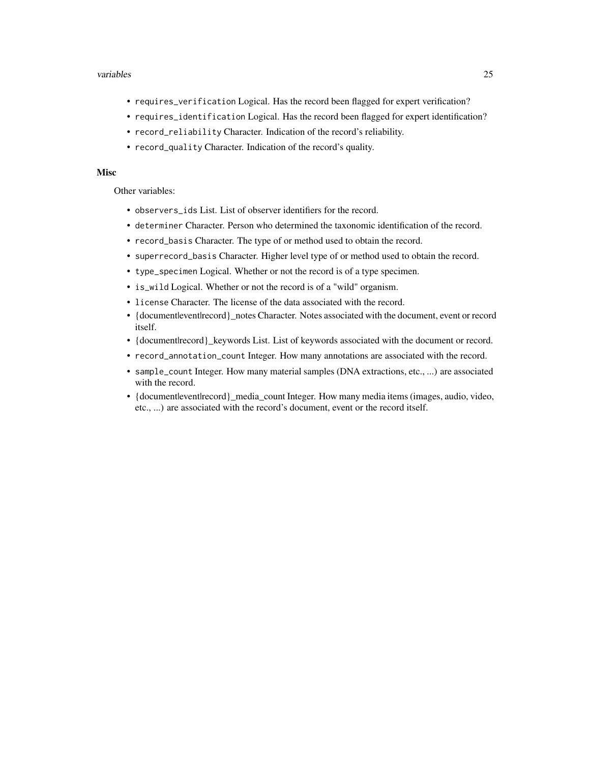- `requires_verification` Logical. Has the record been flagged for expert verification?
- `requires_identification` Logical. Has the record been flagged for expert identification?
- `record_reliability` Character. Indication of the record's reliability.
- `record_quality` Character. Indication of the record's quality.

### Misc

Other variables:

- `observers_ids` List. List of observer identifiers for the record.
- `determiner` Character. Person who determined the taxonomic identification of the record.
- `record_basis` Character. The type of or method used to obtain the record.
- `superrecord_basis` Character. Higher level type of or method used to obtain the record.
- `type_specimen` Logical. Whether or not the record is of a type specimen.
- `is_wild` Logical. Whether or not the record is of a "wild" organism.
- `license` Character. The license of the data associated with the record.
- {document|event|record}_notes Character. Notes associated with the document, event or record itself.
- {document|record}_keywords List. List of keywords associated with the document or record.
- `record_annotation_count` Integer. How many annotations are associated with the record.
- `sample_count` Integer. How many material samples (DNA extractions, etc., ...) are associated with the record.
- {document|event|record}_media_count Integer. How many media items (images, audio, video, etc., ...) are associated with the record's document, event or the record itself.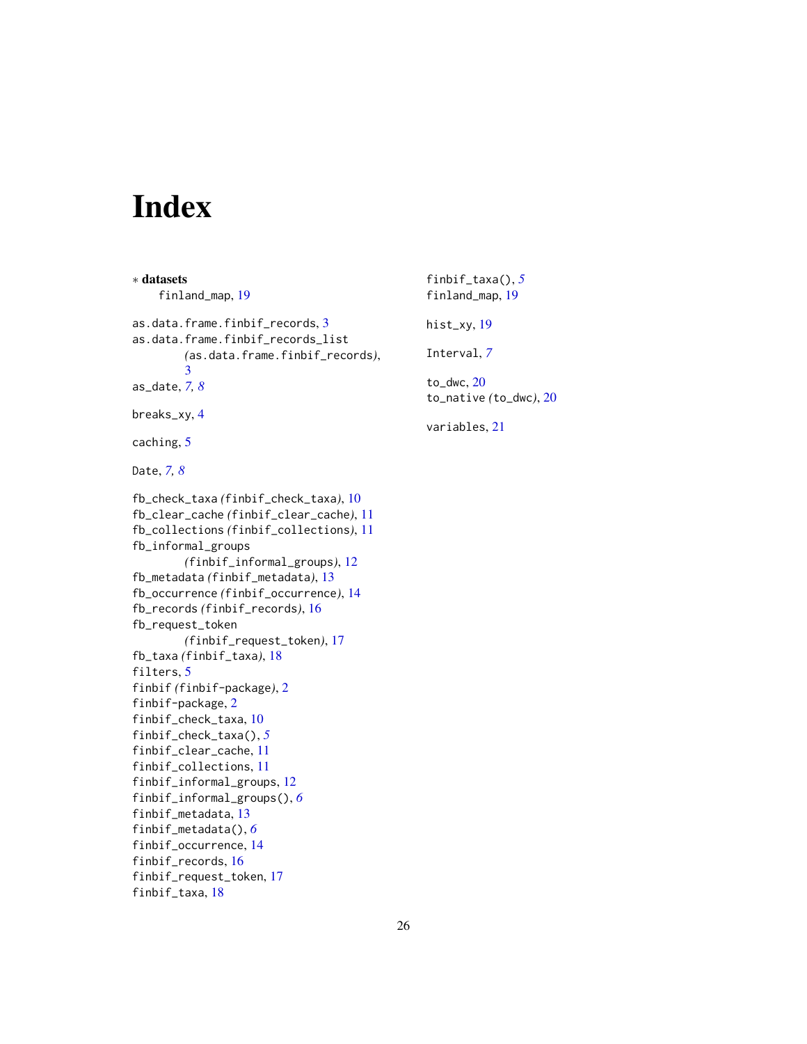# Index

∗ **datasets**
  finland_map, 19

as.data.frame.finbif_records, 3
as.data.frame.finbif_records_list (as.data.frame.finbif_records), 3
as_date, *7, 8*

breaks_xy, 4

caching, 5

Date, *7, 8*

fb_check_taxa (finbif_check_taxa), 10
fb_clear_cache (finbif_clear_cache), 11
fb_collections (finbif_collections), 11
fb_informal_groups (finbif_informal_groups), 12
fb_metadata (finbif_metadata), 13
fb_occurrence (finbif_occurrence), 14
fb_records (finbif_records), 16
fb_request_token (finbif_request_token), 17
fb_taxa (finbif_taxa), 18
filters, 5
finbif (finbif-package), 2
finbif-package, 2
finbif_check_taxa, 10
finbif_check_taxa(), *5*
finbif_clear_cache, 11
finbif_collections, 11
finbif_informal_groups, 12
finbif_informal_groups(), *6*
finbif_metadata, 13
finbif_metadata(), *6*
finbif_occurrence, 14
finbif_records, 16
finbif_request_token, 17
finbif_taxa, 18
finbif_taxa(), *5*
finland_map, 19

hist_xy, 19

Interval, *7*

to_dwc, 20
to_native (to_dwc), 20

variables, 21